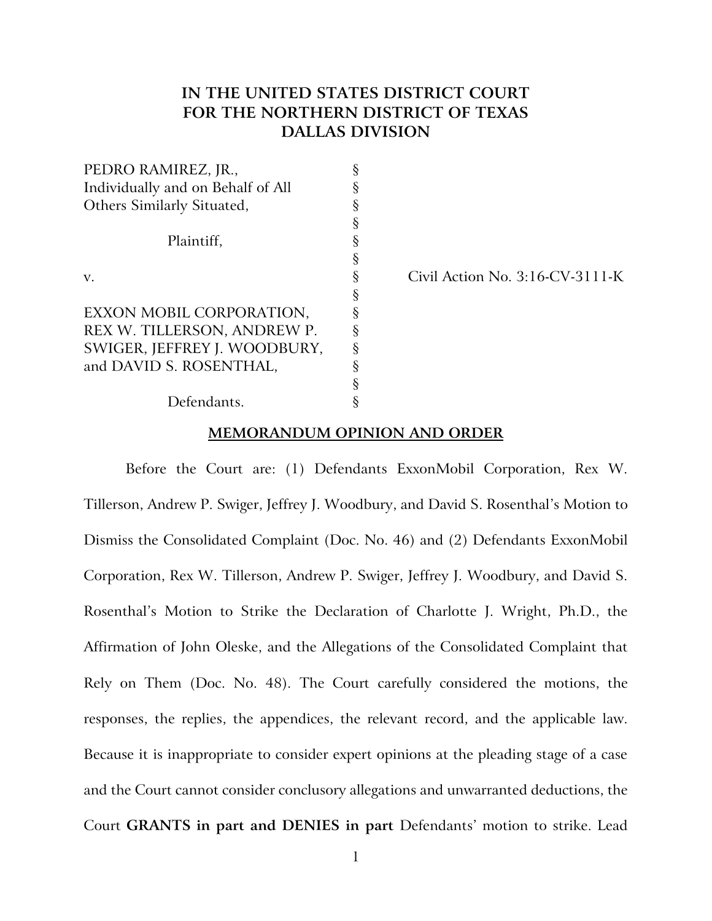# IN THE UNITED STATES DISTRICT COURT FOR THE NORTHERN DISTRICT OF TEXAS DALLAS DIVISION

| | | |
|---|---|---|
| PEDRO RAMIREZ, JR., Individually and on Behalf of All Others Similarly Situated, | § | |
| Plaintiff, | § | |
| v. | § | Civil Action No. 3:16-CV-3111-K |
| EXXON MOBIL CORPORATION, REX W. TILLERSON, ANDREW P. SWIGER, JEFFREY J. WOODBURY, and DAVID S. ROSENTHAL, | § | |
| Defendants. | § | |

## MEMORANDUM OPINION AND ORDER

Before the Court are: (1) Defendants ExxonMobil Corporation, Rex W. Tillerson, Andrew P. Swiger, Jeffrey J. Woodbury, and David S. Rosenthal's Motion to Dismiss the Consolidated Complaint (Doc. No. 46) and (2) Defendants ExxonMobil Corporation, Rex W. Tillerson, Andrew P. Swiger, Jeffrey J. Woodbury, and David S. Rosenthal's Motion to Strike the Declaration of Charlotte J. Wright, Ph.D., the Affirmation of John Oleske, and the Allegations of the Consolidated Complaint that Rely on Them (Doc. No. 48). The Court carefully considered the motions, the responses, the replies, the appendices, the relevant record, and the applicable law. Because it is inappropriate to consider expert opinions at the pleading stage of a case and the Court cannot consider conclusory allegations and unwarranted deductions, the Court **GRANTS in part and DENIES in part** Defendants' motion to strike. Lead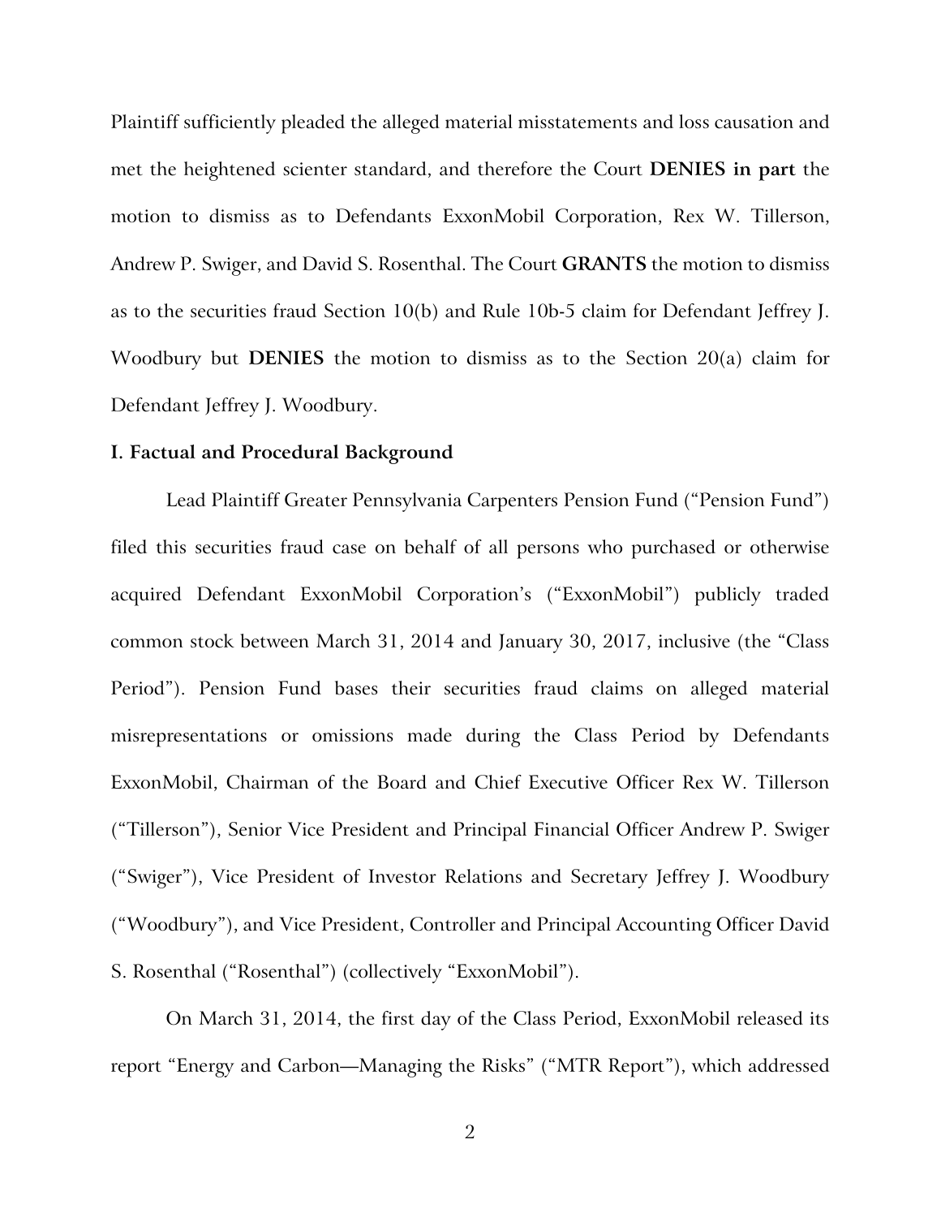Plaintiff sufficiently pleaded the alleged material misstatements and loss causation and met the heightened scienter standard, and therefore the Court **DENIES in part** the motion to dismiss as to Defendants ExxonMobil Corporation, Rex W. Tillerson, Andrew P. Swiger, and David S. Rosenthal. The Court **GRANTS** the motion to dismiss as to the securities fraud Section 10(b) and Rule 10b-5 claim for Defendant Jeffrey J. Woodbury but **DENIES** the motion to dismiss as to the Section 20(a) claim for Defendant Jeffrey J. Woodbury.

## I. Factual and Procedural Background

Lead Plaintiff Greater Pennsylvania Carpenters Pension Fund ("Pension Fund") filed this securities fraud case on behalf of all persons who purchased or otherwise acquired Defendant ExxonMobil Corporation's ("ExxonMobil") publicly traded common stock between March 31, 2014 and January 30, 2017, inclusive (the "Class Period"). Pension Fund bases their securities fraud claims on alleged material misrepresentations or omissions made during the Class Period by Defendants ExxonMobil, Chairman of the Board and Chief Executive Officer Rex W. Tillerson ("Tillerson"), Senior Vice President and Principal Financial Officer Andrew P. Swiger ("Swiger"), Vice President of Investor Relations and Secretary Jeffrey J. Woodbury ("Woodbury"), and Vice President, Controller and Principal Accounting Officer David S. Rosenthal ("Rosenthal") (collectively "ExxonMobil").

On March 31, 2014, the first day of the Class Period, ExxonMobil released its report "Energy and Carbon—Managing the Risks" ("MTR Report"), which addressed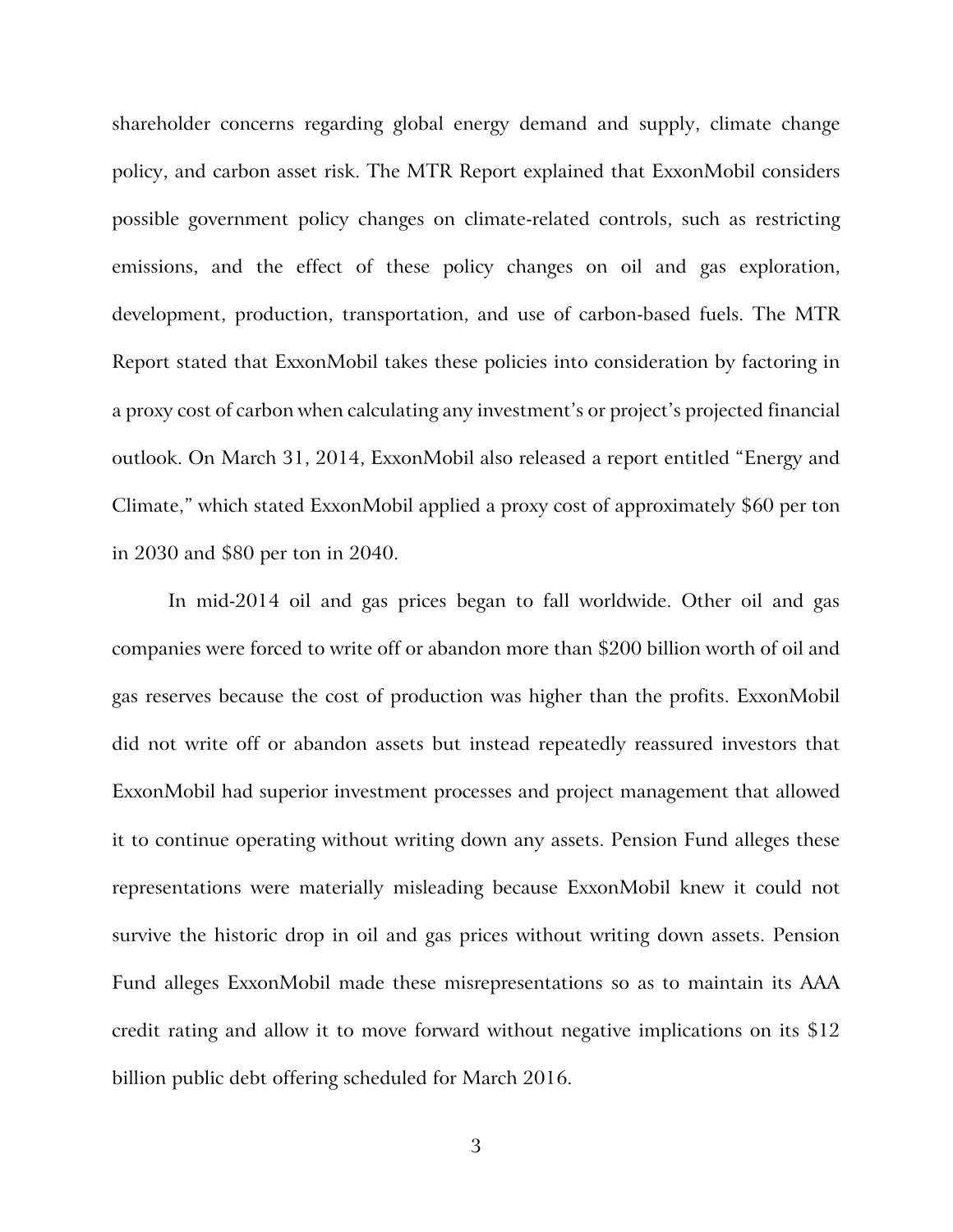shareholder concerns regarding global energy demand and supply, climate change policy, and carbon asset risk. The MTR Report explained that ExxonMobil considers possible government policy changes on climate-related controls, such as restricting emissions, and the effect of these policy changes on oil and gas exploration, development, production, transportation, and use of carbon-based fuels. The MTR Report stated that ExxonMobil takes these policies into consideration by factoring in a proxy cost of carbon when calculating any investment's or project's projected financial outlook. On March 31, 2014, ExxonMobil also released a report entitled "Energy and Climate," which stated ExxonMobil applied a proxy cost of approximately $60 per ton in 2030 and $80 per ton in 2040.

In mid-2014 oil and gas prices began to fall worldwide. Other oil and gas companies were forced to write off or abandon more than $200 billion worth of oil and gas reserves because the cost of production was higher than the profits. ExxonMobil did not write off or abandon assets but instead repeatedly reassured investors that ExxonMobil had superior investment processes and project management that allowed it to continue operating without writing down any assets. Pension Fund alleges these representations were materially misleading because ExxonMobil knew it could not survive the historic drop in oil and gas prices without writing down assets. Pension Fund alleges ExxonMobil made these misrepresentations so as to maintain its AAA credit rating and allow it to move forward without negative implications on its $12 billion public debt offering scheduled for March 2016.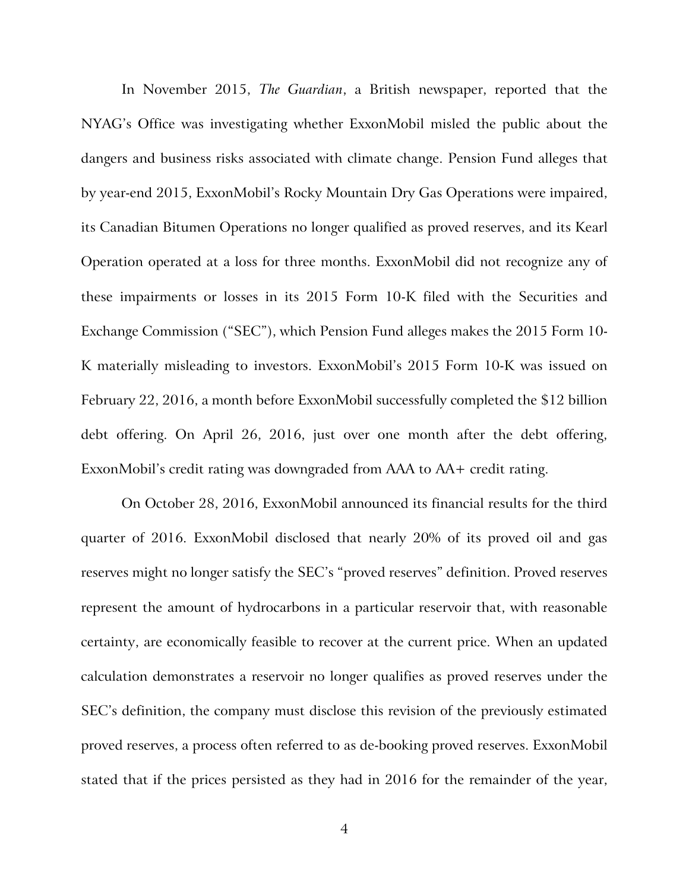In November 2015, *The Guardian*, a British newspaper, reported that the NYAG's Office was investigating whether ExxonMobil misled the public about the dangers and business risks associated with climate change. Pension Fund alleges that by year-end 2015, ExxonMobil's Rocky Mountain Dry Gas Operations were impaired, its Canadian Bitumen Operations no longer qualified as proved reserves, and its Kearl Operation operated at a loss for three months. ExxonMobil did not recognize any of these impairments or losses in its 2015 Form 10-K filed with the Securities and Exchange Commission ("SEC"), which Pension Fund alleges makes the 2015 Form 10-K materially misleading to investors. ExxonMobil's 2015 Form 10-K was issued on February 22, 2016, a month before ExxonMobil successfully completed the $12 billion debt offering. On April 26, 2016, just over one month after the debt offering, ExxonMobil's credit rating was downgraded from AAA to AA+ credit rating.

On October 28, 2016, ExxonMobil announced its financial results for the third quarter of 2016. ExxonMobil disclosed that nearly 20% of its proved oil and gas reserves might no longer satisfy the SEC's "proved reserves" definition. Proved reserves represent the amount of hydrocarbons in a particular reservoir that, with reasonable certainty, are economically feasible to recover at the current price. When an updated calculation demonstrates a reservoir no longer qualifies as proved reserves under the SEC's definition, the company must disclose this revision of the previously estimated proved reserves, a process often referred to as de-booking proved reserves. ExxonMobil stated that if the prices persisted as they had in 2016 for the remainder of the year,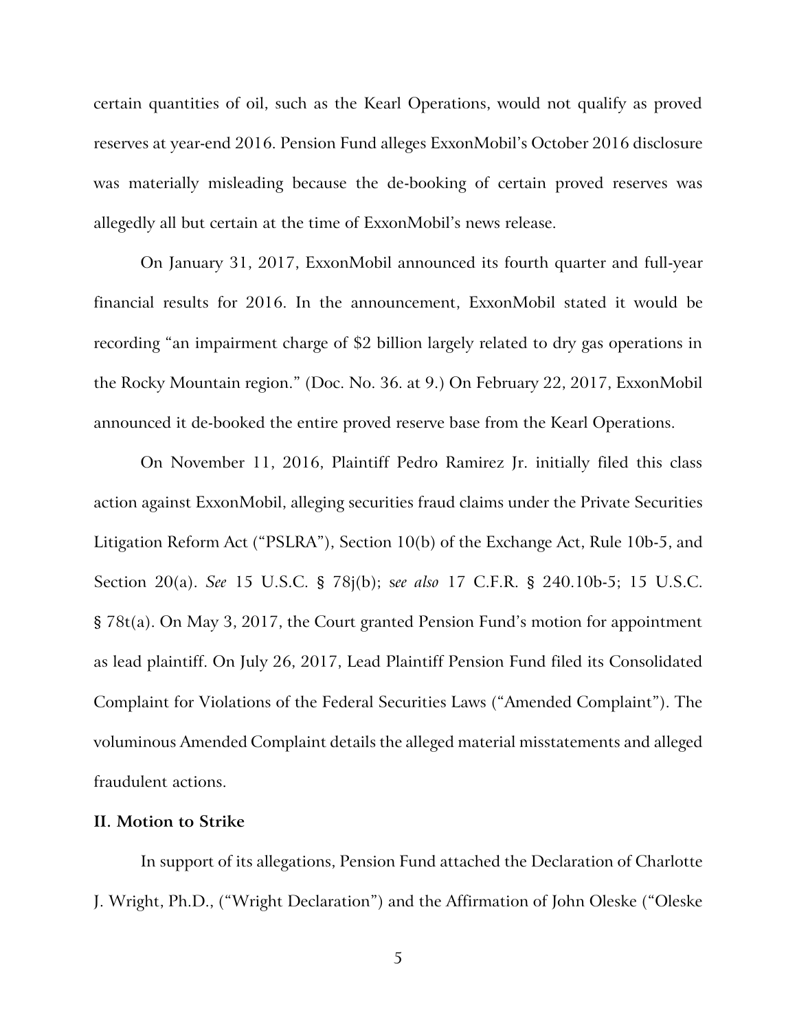certain quantities of oil, such as the Kearl Operations, would not qualify as proved reserves at year-end 2016. Pension Fund alleges ExxonMobil's October 2016 disclosure was materially misleading because the de-booking of certain proved reserves was allegedly all but certain at the time of ExxonMobil's news release.

On January 31, 2017, ExxonMobil announced its fourth quarter and full-year financial results for 2016. In the announcement, ExxonMobil stated it would be recording "an impairment charge of $2 billion largely related to dry gas operations in the Rocky Mountain region." (Doc. No. 36. at 9.) On February 22, 2017, ExxonMobil announced it de-booked the entire proved reserve base from the Kearl Operations.

On November 11, 2016, Plaintiff Pedro Ramirez Jr. initially filed this class action against ExxonMobil, alleging securities fraud claims under the Private Securities Litigation Reform Act ("PSLRA"), Section 10(b) of the Exchange Act, Rule 10b-5, and Section 20(a). *See* 15 U.S.C. § 78j(b); *see also* 17 C.F.R. § 240.10b-5; 15 U.S.C. § 78t(a). On May 3, 2017, the Court granted Pension Fund's motion for appointment as lead plaintiff. On July 26, 2017, Lead Plaintiff Pension Fund filed its Consolidated Complaint for Violations of the Federal Securities Laws ("Amended Complaint"). The voluminous Amended Complaint details the alleged material misstatements and alleged fraudulent actions.

**II. Motion to Strike**

In support of its allegations, Pension Fund attached the Declaration of Charlotte J. Wright, Ph.D., ("Wright Declaration") and the Affirmation of John Oleske ("Oleske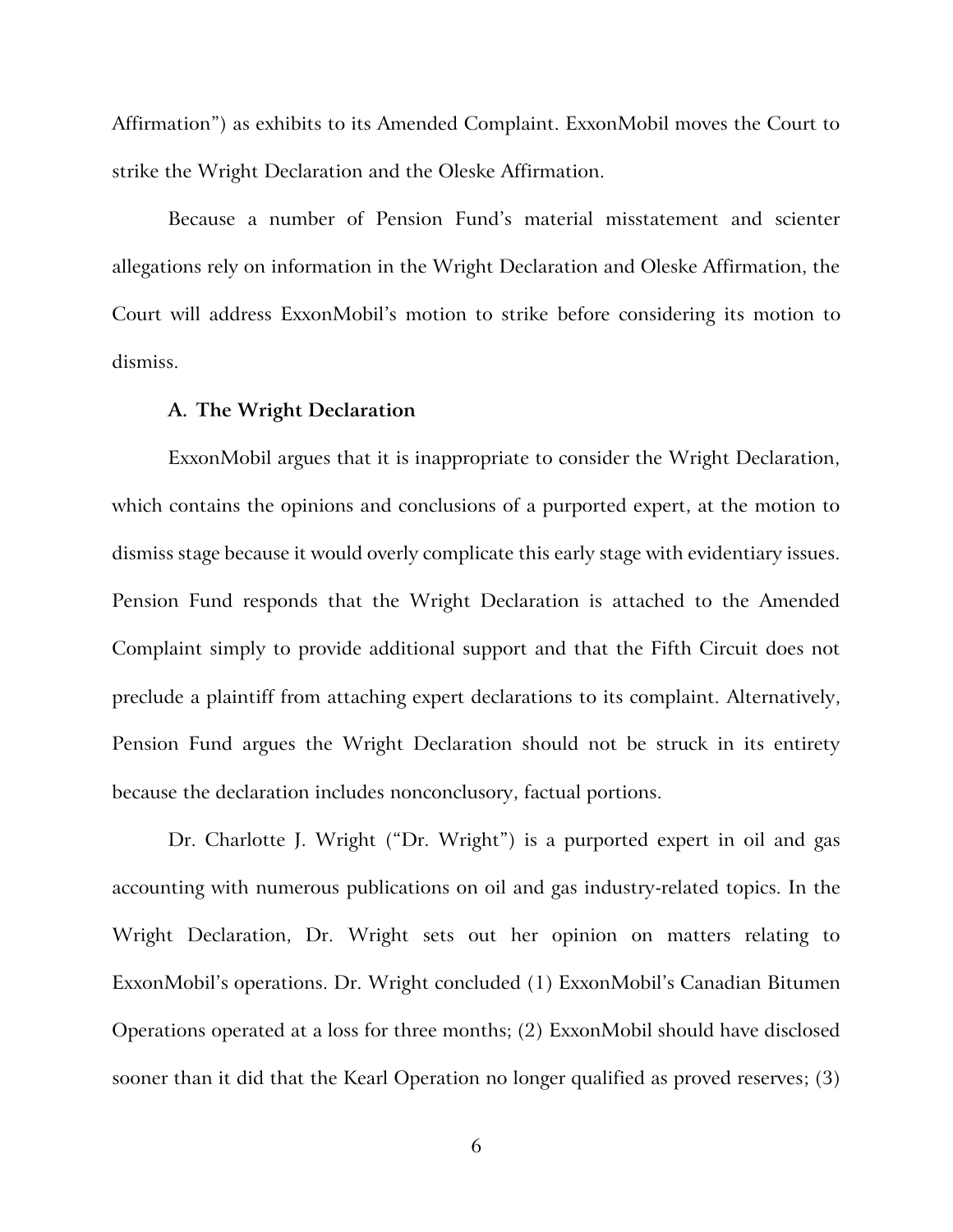Affirmation") as exhibits to its Amended Complaint. ExxonMobil moves the Court to strike the Wright Declaration and the Oleske Affirmation.

Because a number of Pension Fund's material misstatement and scienter allegations rely on information in the Wright Declaration and Oleske Affirmation, the Court will address ExxonMobil's motion to strike before considering its motion to dismiss.

### A. The Wright Declaration

ExxonMobil argues that it is inappropriate to consider the Wright Declaration, which contains the opinions and conclusions of a purported expert, at the motion to dismiss stage because it would overly complicate this early stage with evidentiary issues. Pension Fund responds that the Wright Declaration is attached to the Amended Complaint simply to provide additional support and that the Fifth Circuit does not preclude a plaintiff from attaching expert declarations to its complaint. Alternatively, Pension Fund argues the Wright Declaration should not be struck in its entirety because the declaration includes nonconclusory, factual portions.

Dr. Charlotte J. Wright ("Dr. Wright") is a purported expert in oil and gas accounting with numerous publications on oil and gas industry-related topics. In the Wright Declaration, Dr. Wright sets out her opinion on matters relating to ExxonMobil's operations. Dr. Wright concluded (1) ExxonMobil's Canadian Bitumen Operations operated at a loss for three months; (2) ExxonMobil should have disclosed sooner than it did that the Kearl Operation no longer qualified as proved reserves; (3)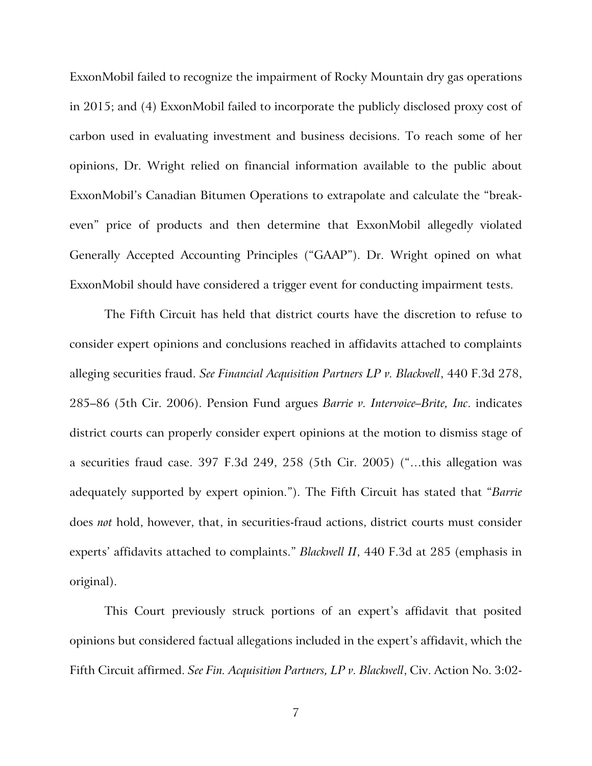ExxonMobil failed to recognize the impairment of Rocky Mountain dry gas operations in 2015; and (4) ExxonMobil failed to incorporate the publicly disclosed proxy cost of carbon used in evaluating investment and business decisions. To reach some of her opinions, Dr. Wright relied on financial information available to the public about ExxonMobil's Canadian Bitumen Operations to extrapolate and calculate the "break-even" price of products and then determine that ExxonMobil allegedly violated Generally Accepted Accounting Principles ("GAAP"). Dr. Wright opined on what ExxonMobil should have considered a trigger event for conducting impairment tests.

The Fifth Circuit has held that district courts have the discretion to refuse to consider expert opinions and conclusions reached in affidavits attached to complaints alleging securities fraud. *See Financial Acquisition Partners LP v. Blackwell*, 440 F.3d 278, 285–86 (5th Cir. 2006). Pension Fund argues *Barrie v. Intervoice–Brite, Inc*. indicates district courts can properly consider expert opinions at the motion to dismiss stage of a securities fraud case. 397 F.3d 249, 258 (5th Cir. 2005) ("…this allegation was adequately supported by expert opinion."). The Fifth Circuit has stated that "*Barrie* does *not* hold, however, that, in securities-fraud actions, district courts must consider experts' affidavits attached to complaints." *Blackwell II*, 440 F.3d at 285 (emphasis in original).

This Court previously struck portions of an expert's affidavit that posited opinions but considered factual allegations included in the expert's affidavit, which the Fifth Circuit affirmed. *See Fin. Acquisition Partners, LP v. Blackwell*, Civ. Action No. 3:02-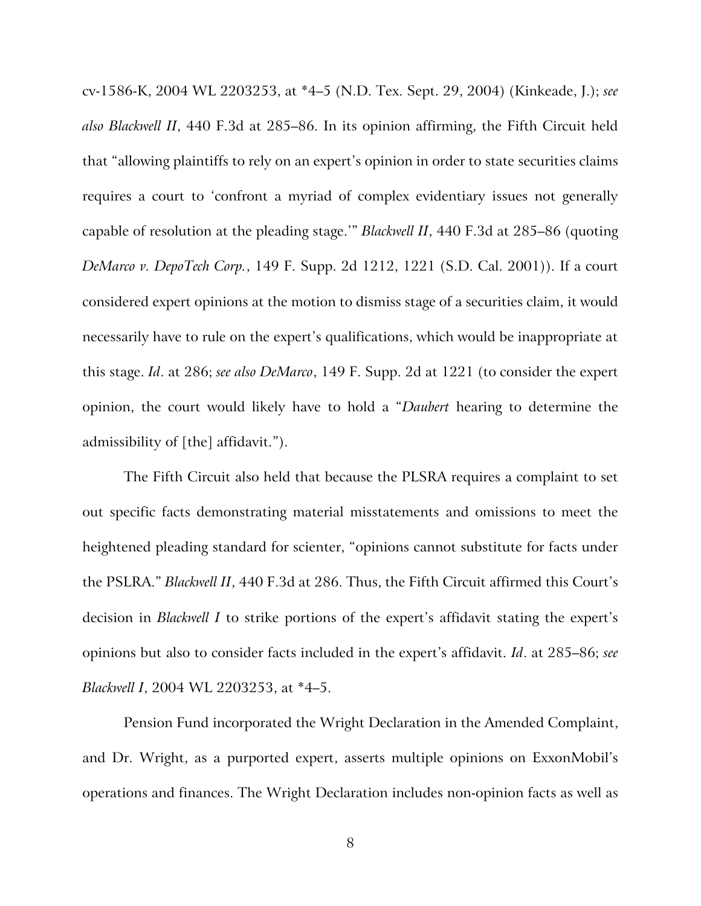cv-1586-K, 2004 WL 2203253, at *4–5 (N.D. Tex. Sept. 29, 2004) (Kinkeade, J.); *see also Blackwell II*, 440 F.3d at 285–86. In its opinion affirming, the Fifth Circuit held that "allowing plaintiffs to rely on an expert's opinion in order to state securities claims requires a court to 'confront a myriad of complex evidentiary issues not generally capable of resolution at the pleading stage.'" *Blackwell II*, 440 F.3d at 285–86 (quoting *DeMarco v. DepoTech Corp.*, 149 F. Supp. 2d 1212, 1221 (S.D. Cal. 2001)). If a court considered expert opinions at the motion to dismiss stage of a securities claim, it would necessarily have to rule on the expert's qualifications, which would be inappropriate at this stage. *Id*. at 286; *see also DeMarco*, 149 F. Supp. 2d at 1221 (to consider the expert opinion, the court would likely have to hold a "*Daubert* hearing to determine the admissibility of [the] affidavit.").

The Fifth Circuit also held that because the PLSRA requires a complaint to set out specific facts demonstrating material misstatements and omissions to meet the heightened pleading standard for scienter, "opinions cannot substitute for facts under the PSLRA." *Blackwell II*, 440 F.3d at 286. Thus, the Fifth Circuit affirmed this Court's decision in *Blackwell I* to strike portions of the expert's affidavit stating the expert's opinions but also to consider facts included in the expert's affidavit. *Id*. at 285–86; *see Blackwell I*, 2004 WL 2203253, at *4–5.

Pension Fund incorporated the Wright Declaration in the Amended Complaint, and Dr. Wright, as a purported expert, asserts multiple opinions on ExxonMobil's operations and finances. The Wright Declaration includes non-opinion facts as well as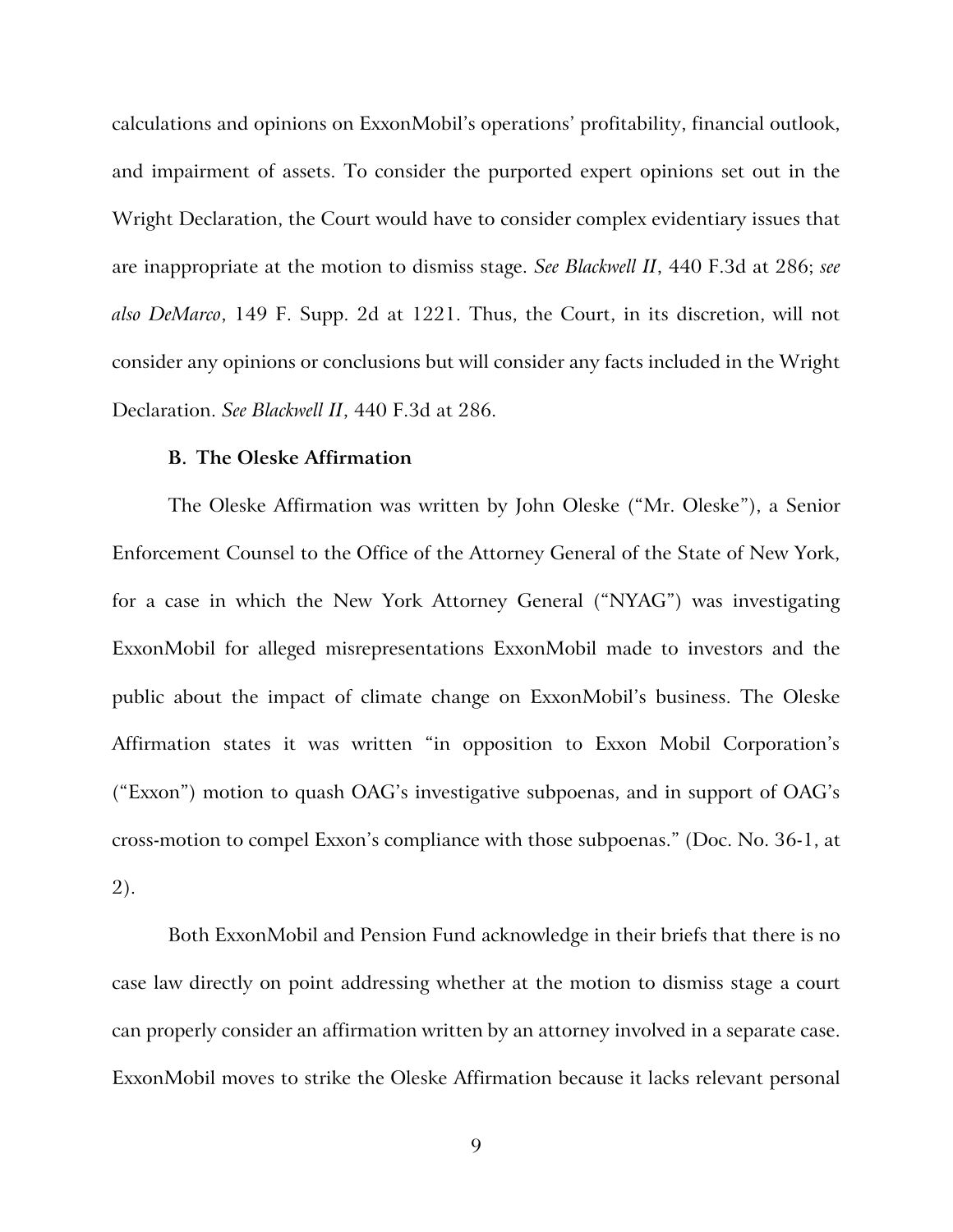calculations and opinions on ExxonMobil's operations' profitability, financial outlook, and impairment of assets. To consider the purported expert opinions set out in the Wright Declaration, the Court would have to consider complex evidentiary issues that are inappropriate at the motion to dismiss stage. *See Blackwell II*, 440 F.3d at 286; *see also DeMarco*, 149 F. Supp. 2d at 1221. Thus, the Court, in its discretion, will not consider any opinions or conclusions but will consider any facts included in the Wright Declaration. *See Blackwell II*, 440 F.3d at 286.

**B. The Oleske Affirmation**

The Oleske Affirmation was written by John Oleske ("Mr. Oleske"), a Senior Enforcement Counsel to the Office of the Attorney General of the State of New York, for a case in which the New York Attorney General ("NYAG") was investigating ExxonMobil for alleged misrepresentations ExxonMobil made to investors and the public about the impact of climate change on ExxonMobil's business. The Oleske Affirmation states it was written "in opposition to Exxon Mobil Corporation's ("Exxon") motion to quash OAG's investigative subpoenas, and in support of OAG's cross-motion to compel Exxon's compliance with those subpoenas." (Doc. No. 36-1, at 2).

Both ExxonMobil and Pension Fund acknowledge in their briefs that there is no case law directly on point addressing whether at the motion to dismiss stage a court can properly consider an affirmation written by an attorney involved in a separate case. ExxonMobil moves to strike the Oleske Affirmation because it lacks relevant personal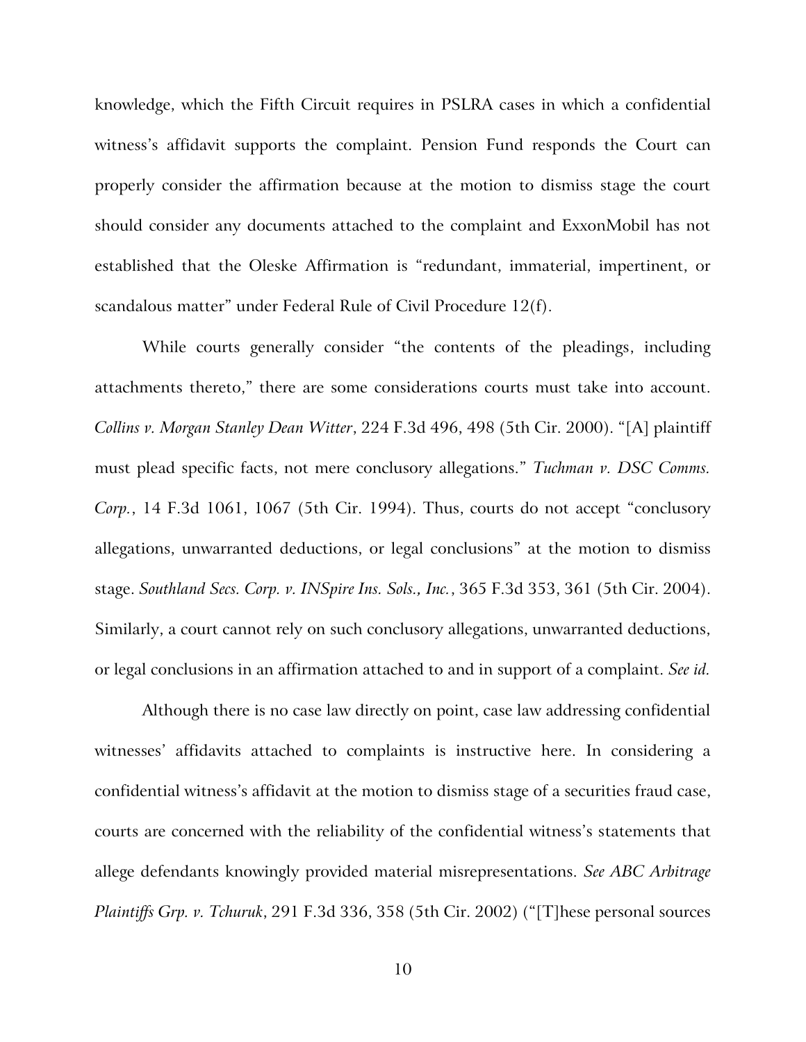knowledge, which the Fifth Circuit requires in PSLRA cases in which a confidential witness's affidavit supports the complaint. Pension Fund responds the Court can properly consider the affirmation because at the motion to dismiss stage the court should consider any documents attached to the complaint and ExxonMobil has not established that the Oleske Affirmation is "redundant, immaterial, impertinent, or scandalous matter" under Federal Rule of Civil Procedure 12(f).

While courts generally consider "the contents of the pleadings, including attachments thereto," there are some considerations courts must take into account. *Collins v. Morgan Stanley Dean Witter*, 224 F.3d 496, 498 (5th Cir. 2000). "[A] plaintiff must plead specific facts, not mere conclusory allegations." *Tuchman v. DSC Comms. Corp.*, 14 F.3d 1061, 1067 (5th Cir. 1994). Thus, courts do not accept "conclusory allegations, unwarranted deductions, or legal conclusions" at the motion to dismiss stage. *Southland Secs. Corp. v. INSpire Ins. Sols., Inc.*, 365 F.3d 353, 361 (5th Cir. 2004). Similarly, a court cannot rely on such conclusory allegations, unwarranted deductions, or legal conclusions in an affirmation attached to and in support of a complaint. *See id.*

Although there is no case law directly on point, case law addressing confidential witnesses' affidavits attached to complaints is instructive here. In considering a confidential witness's affidavit at the motion to dismiss stage of a securities fraud case, courts are concerned with the reliability of the confidential witness's statements that allege defendants knowingly provided material misrepresentations. *See ABC Arbitrage Plaintiffs Grp. v. Tchuruk*, 291 F.3d 336, 358 (5th Cir. 2002) ("[T]hese personal sources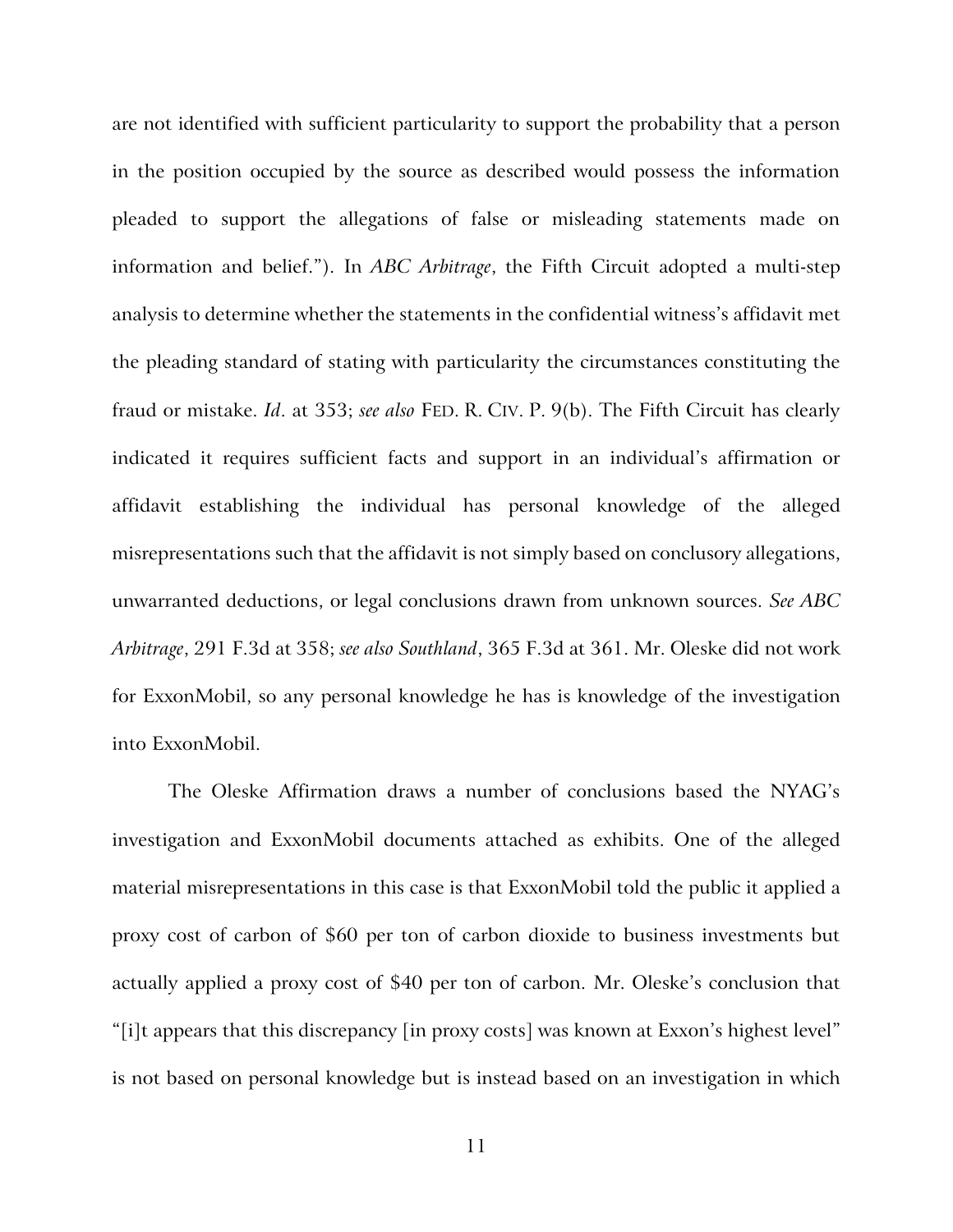are not identified with sufficient particularity to support the probability that a person in the position occupied by the source as described would possess the information pleaded to support the allegations of false or misleading statements made on information and belief."). In *ABC Arbitrage*, the Fifth Circuit adopted a multi-step analysis to determine whether the statements in the confidential witness's affidavit met the pleading standard of stating with particularity the circumstances constituting the fraud or mistake. *Id*. at 353; *see also* FED. R. CIV. P. 9(b). The Fifth Circuit has clearly indicated it requires sufficient facts and support in an individual's affirmation or affidavit establishing the individual has personal knowledge of the alleged misrepresentations such that the affidavit is not simply based on conclusory allegations, unwarranted deductions, or legal conclusions drawn from unknown sources. *See ABC Arbitrage*, 291 F.3d at 358; *see also Southland*, 365 F.3d at 361. Mr. Oleske did not work for ExxonMobil, so any personal knowledge he has is knowledge of the investigation into ExxonMobil.

The Oleske Affirmation draws a number of conclusions based the NYAG's investigation and ExxonMobil documents attached as exhibits. One of the alleged material misrepresentations in this case is that ExxonMobil told the public it applied a proxy cost of carbon of $60 per ton of carbon dioxide to business investments but actually applied a proxy cost of $40 per ton of carbon. Mr. Oleske's conclusion that "[i]t appears that this discrepancy [in proxy costs] was known at Exxon's highest level" is not based on personal knowledge but is instead based on an investigation in which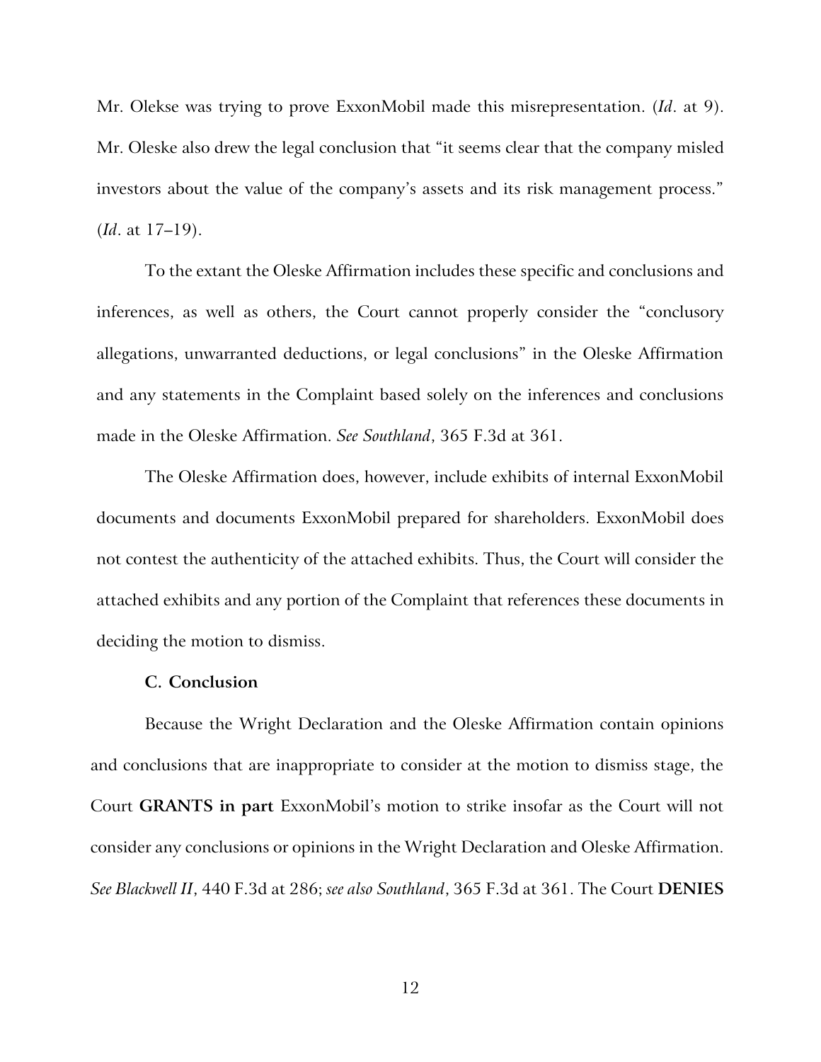Mr. Olekse was trying to prove ExxonMobil made this misrepresentation. (*Id*. at 9). Mr. Oleske also drew the legal conclusion that "it seems clear that the company misled investors about the value of the company's assets and its risk management process." (*Id*. at 17–19).

To the extant the Oleske Affirmation includes these specific and conclusions and inferences, as well as others, the Court cannot properly consider the "conclusory allegations, unwarranted deductions, or legal conclusions" in the Oleske Affirmation and any statements in the Complaint based solely on the inferences and conclusions made in the Oleske Affirmation. *See Southland*, 365 F.3d at 361.

The Oleske Affirmation does, however, include exhibits of internal ExxonMobil documents and documents ExxonMobil prepared for shareholders. ExxonMobil does not contest the authenticity of the attached exhibits. Thus, the Court will consider the attached exhibits and any portion of the Complaint that references these documents in deciding the motion to dismiss.

### C. Conclusion

Because the Wright Declaration and the Oleske Affirmation contain opinions and conclusions that are inappropriate to consider at the motion to dismiss stage, the Court **GRANTS in part** ExxonMobil's motion to strike insofar as the Court will not consider any conclusions or opinions in the Wright Declaration and Oleske Affirmation. *See Blackwell II*, 440 F.3d at 286; *see also Southland*, 365 F.3d at 361. The Court **DENIES**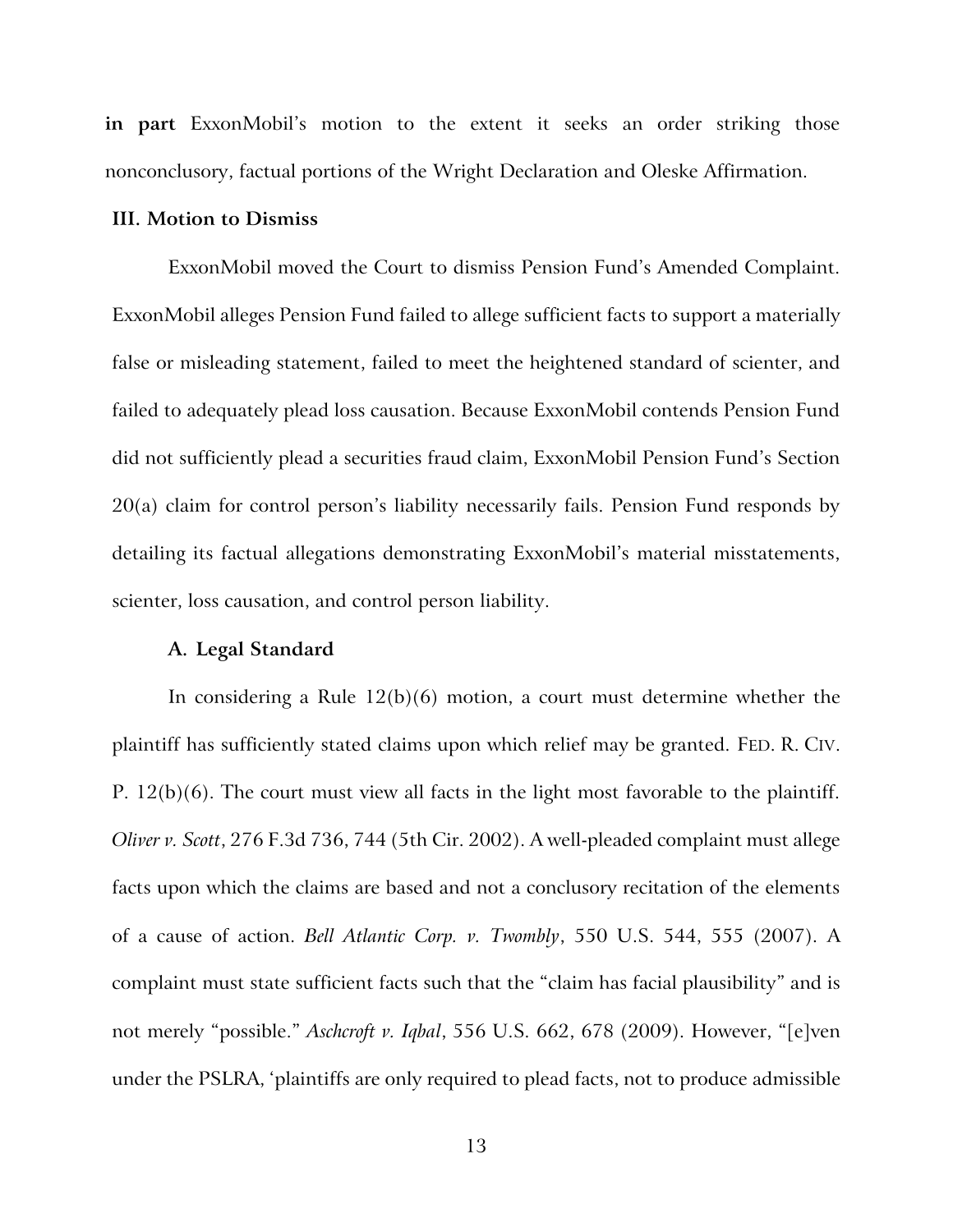**in part** ExxonMobil's motion to the extent it seeks an order striking those nonconclusory, factual portions of the Wright Declaration and Oleske Affirmation.

## III. Motion to Dismiss

ExxonMobil moved the Court to dismiss Pension Fund's Amended Complaint. ExxonMobil alleges Pension Fund failed to allege sufficient facts to support a materially false or misleading statement, failed to meet the heightened standard of scienter, and failed to adequately plead loss causation. Because ExxonMobil contends Pension Fund did not sufficiently plead a securities fraud claim, ExxonMobil Pension Fund's Section 20(a) claim for control person's liability necessarily fails. Pension Fund responds by detailing its factual allegations demonstrating ExxonMobil's material misstatements, scienter, loss causation, and control person liability.

### A. Legal Standard

In considering a Rule 12(b)(6) motion, a court must determine whether the plaintiff has sufficiently stated claims upon which relief may be granted. FED. R. CIV. P. 12(b)(6). The court must view all facts in the light most favorable to the plaintiff. *Oliver v. Scott*, 276 F.3d 736, 744 (5th Cir. 2002). A well-pleaded complaint must allege facts upon which the claims are based and not a conclusory recitation of the elements of a cause of action. *Bell Atlantic Corp. v. Twombly*, 550 U.S. 544, 555 (2007). A complaint must state sufficient facts such that the "claim has facial plausibility" and is not merely "possible." *Aschcroft v. Iqbal*, 556 U.S. 662, 678 (2009). However, "[e]ven under the PSLRA, 'plaintiffs are only required to plead facts, not to produce admissible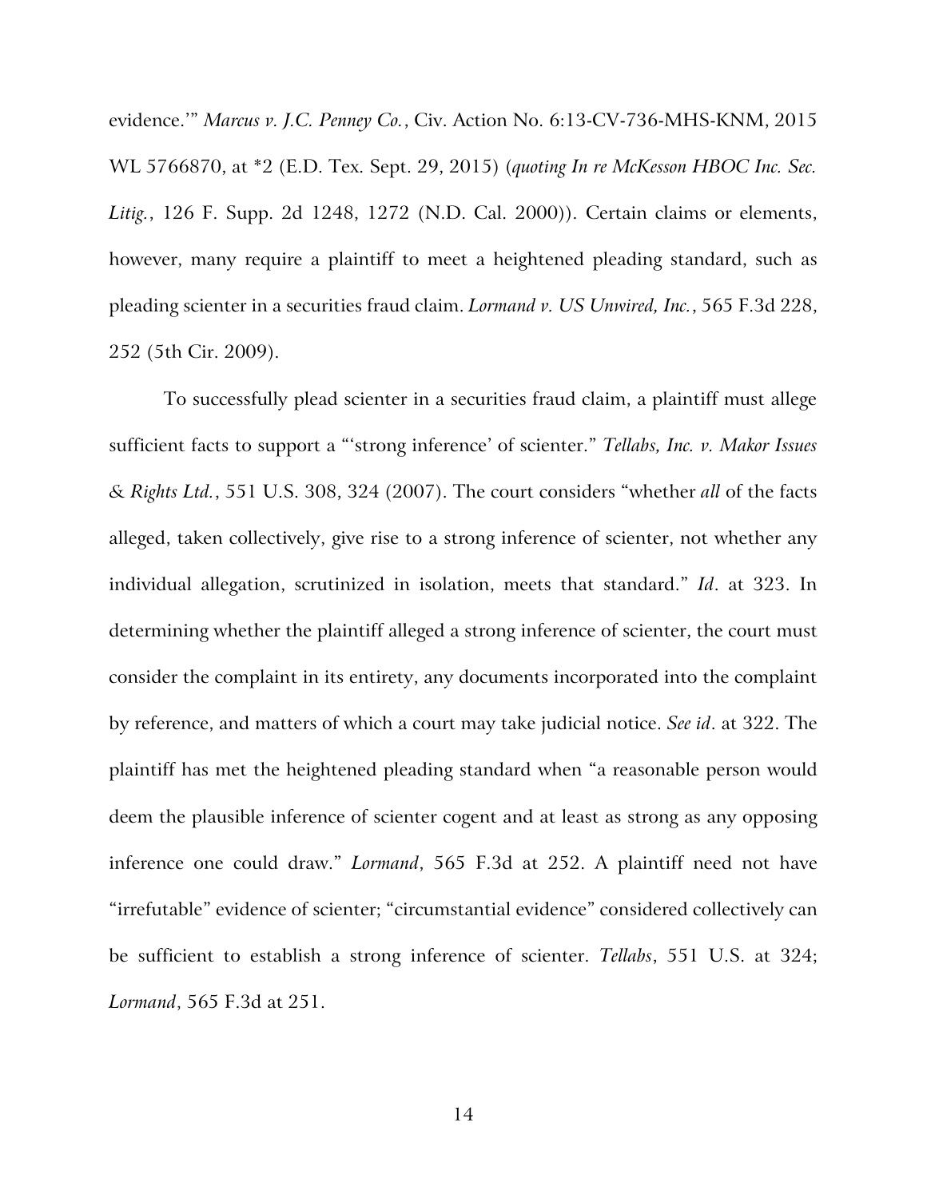evidence.'" *Marcus v. J.C. Penney Co.*, Civ. Action No. 6:13-CV-736-MHS-KNM, 2015 WL 5766870, at *2 (E.D. Tex. Sept. 29, 2015) (*quoting In re McKesson HBOC Inc. Sec. Litig.*, 126 F. Supp. 2d 1248, 1272 (N.D. Cal. 2000)). Certain claims or elements, however, many require a plaintiff to meet a heightened pleading standard, such as pleading scienter in a securities fraud claim. *Lormand v. US Unwired, Inc.*, 565 F.3d 228, 252 (5th Cir. 2009).

To successfully plead scienter in a securities fraud claim, a plaintiff must allege sufficient facts to support a "'strong inference' of scienter." *Tellabs, Inc. v. Makor Issues & Rights Ltd.*, 551 U.S. 308, 324 (2007). The court considers "whether *all* of the facts alleged, taken collectively, give rise to a strong inference of scienter, not whether any individual allegation, scrutinized in isolation, meets that standard." *Id*. at 323. In determining whether the plaintiff alleged a strong inference of scienter, the court must consider the complaint in its entirety, any documents incorporated into the complaint by reference, and matters of which a court may take judicial notice. *See id*. at 322. The plaintiff has met the heightened pleading standard when "a reasonable person would deem the plausible inference of scienter cogent and at least as strong as any opposing inference one could draw." *Lormand*, 565 F.3d at 252. A plaintiff need not have "irrefutable" evidence of scienter; "circumstantial evidence" considered collectively can be sufficient to establish a strong inference of scienter. *Tellabs*, 551 U.S. at 324; *Lormand*, 565 F.3d at 251.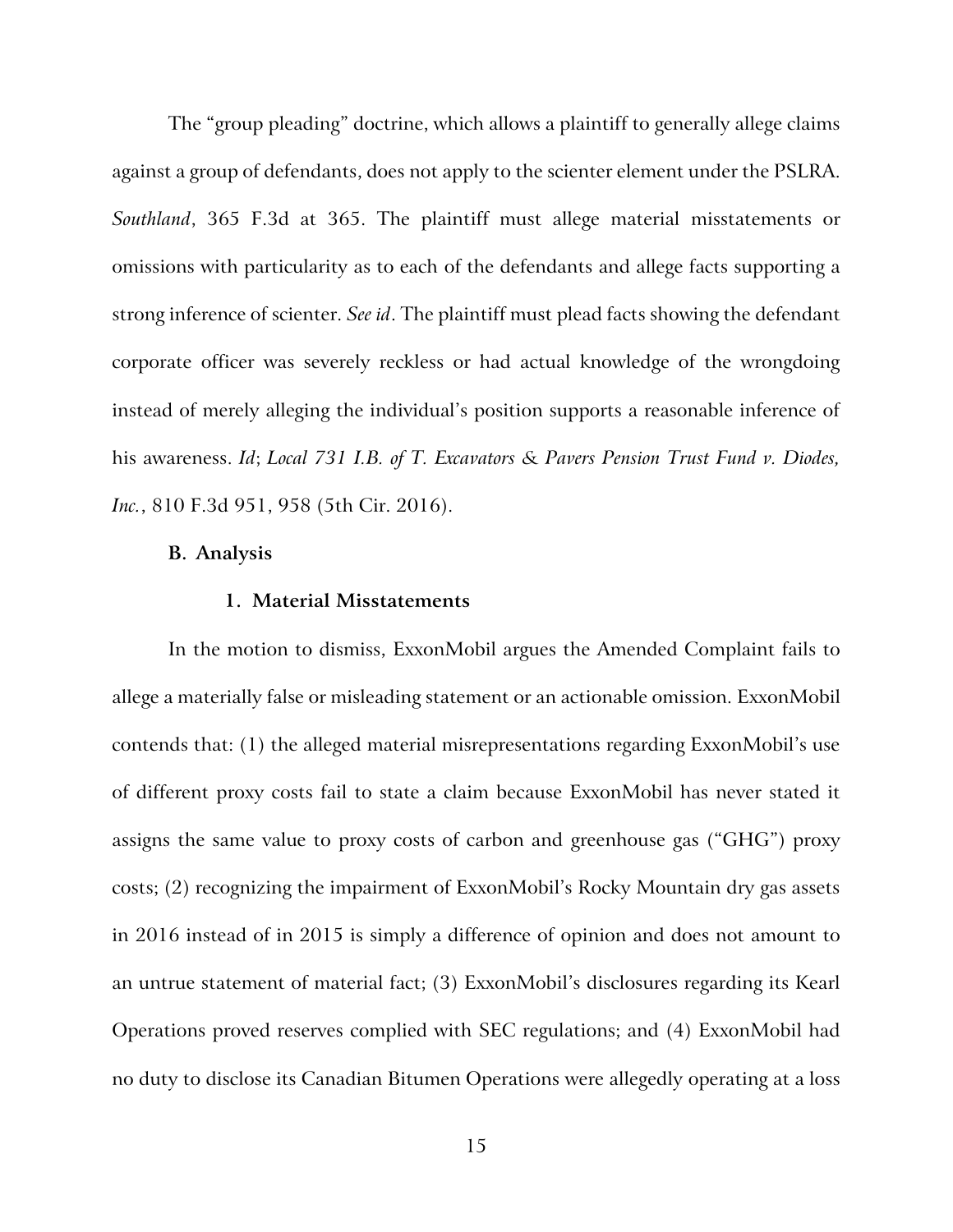The "group pleading" doctrine, which allows a plaintiff to generally allege claims against a group of defendants, does not apply to the scienter element under the PSLRA. *Southland*, 365 F.3d at 365. The plaintiff must allege material misstatements or omissions with particularity as to each of the defendants and allege facts supporting a strong inference of scienter. *See id*. The plaintiff must plead facts showing the defendant corporate officer was severely reckless or had actual knowledge of the wrongdoing instead of merely alleging the individual's position supports a reasonable inference of his awareness. *Id*; *Local 731 I.B. of T. Excavators & Pavers Pension Trust Fund v. Diodes, Inc.*, 810 F.3d 951, 958 (5th Cir. 2016).

**B. Analysis**

**1. Material Misstatements**

In the motion to dismiss, ExxonMobil argues the Amended Complaint fails to allege a materially false or misleading statement or an actionable omission. ExxonMobil contends that: (1) the alleged material misrepresentations regarding ExxonMobil's use of different proxy costs fail to state a claim because ExxonMobil has never stated it assigns the same value to proxy costs of carbon and greenhouse gas ("GHG") proxy costs; (2) recognizing the impairment of ExxonMobil's Rocky Mountain dry gas assets in 2016 instead of in 2015 is simply a difference of opinion and does not amount to an untrue statement of material fact; (3) ExxonMobil's disclosures regarding its Kearl Operations proved reserves complied with SEC regulations; and (4) ExxonMobil had no duty to disclose its Canadian Bitumen Operations were allegedly operating at a loss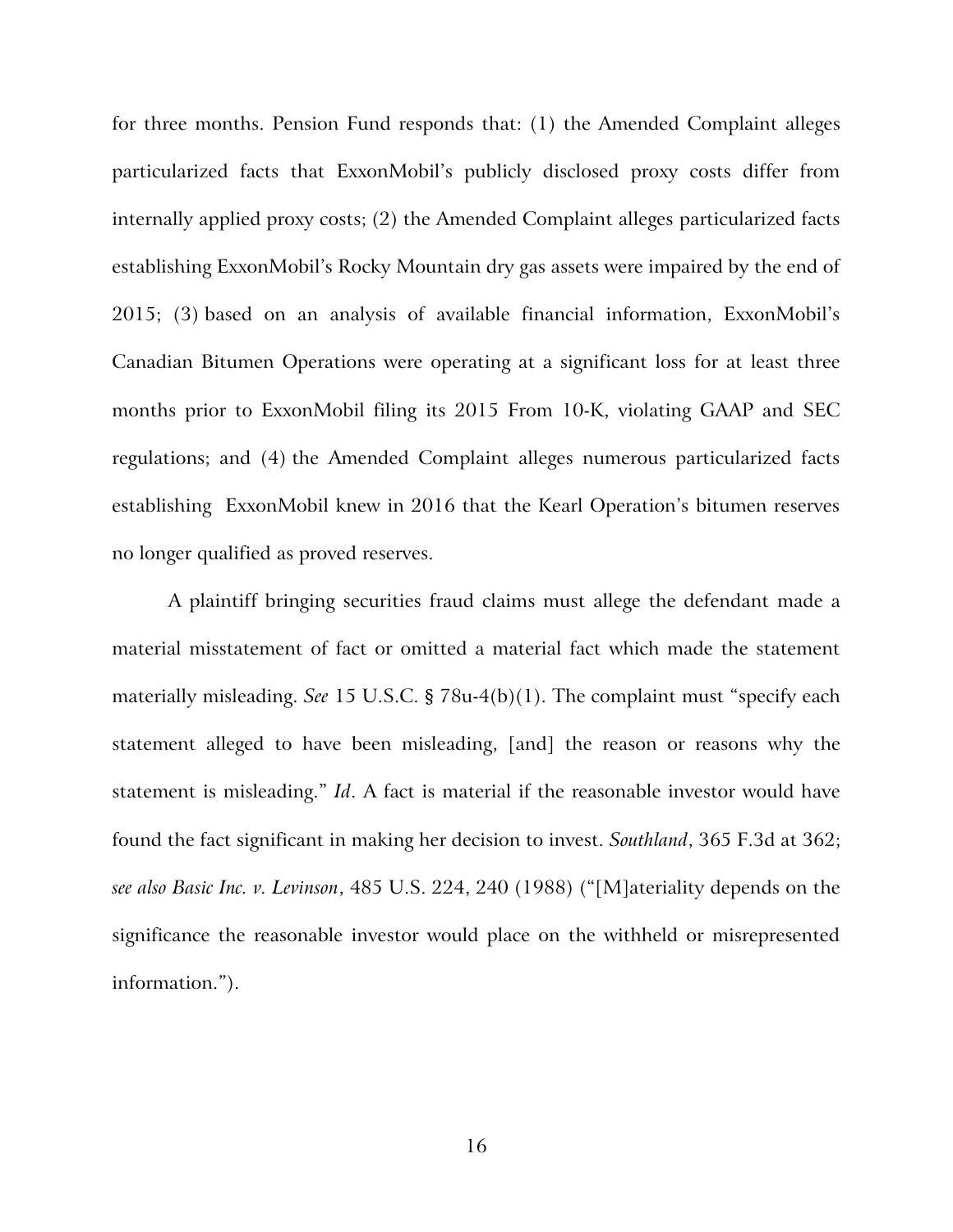for three months. Pension Fund responds that: (1) the Amended Complaint alleges particularized facts that ExxonMobil's publicly disclosed proxy costs differ from internally applied proxy costs; (2) the Amended Complaint alleges particularized facts establishing ExxonMobil's Rocky Mountain dry gas assets were impaired by the end of 2015; (3) based on an analysis of available financial information, ExxonMobil's Canadian Bitumen Operations were operating at a significant loss for at least three months prior to ExxonMobil filing its 2015 From 10-K, violating GAAP and SEC regulations; and (4) the Amended Complaint alleges numerous particularized facts establishing ExxonMobil knew in 2016 that the Kearl Operation's bitumen reserves no longer qualified as proved reserves.

A plaintiff bringing securities fraud claims must allege the defendant made a material misstatement of fact or omitted a material fact which made the statement materially misleading. *See* 15 U.S.C. § 78u-4(b)(1). The complaint must "specify each statement alleged to have been misleading, [and] the reason or reasons why the statement is misleading." *Id*. A fact is material if the reasonable investor would have found the fact significant in making her decision to invest. *Southland*, 365 F.3d at 362; *see also Basic Inc. v. Levinson*, 485 U.S. 224, 240 (1988) ("[M]ateriality depends on the significance the reasonable investor would place on the withheld or misrepresented information.").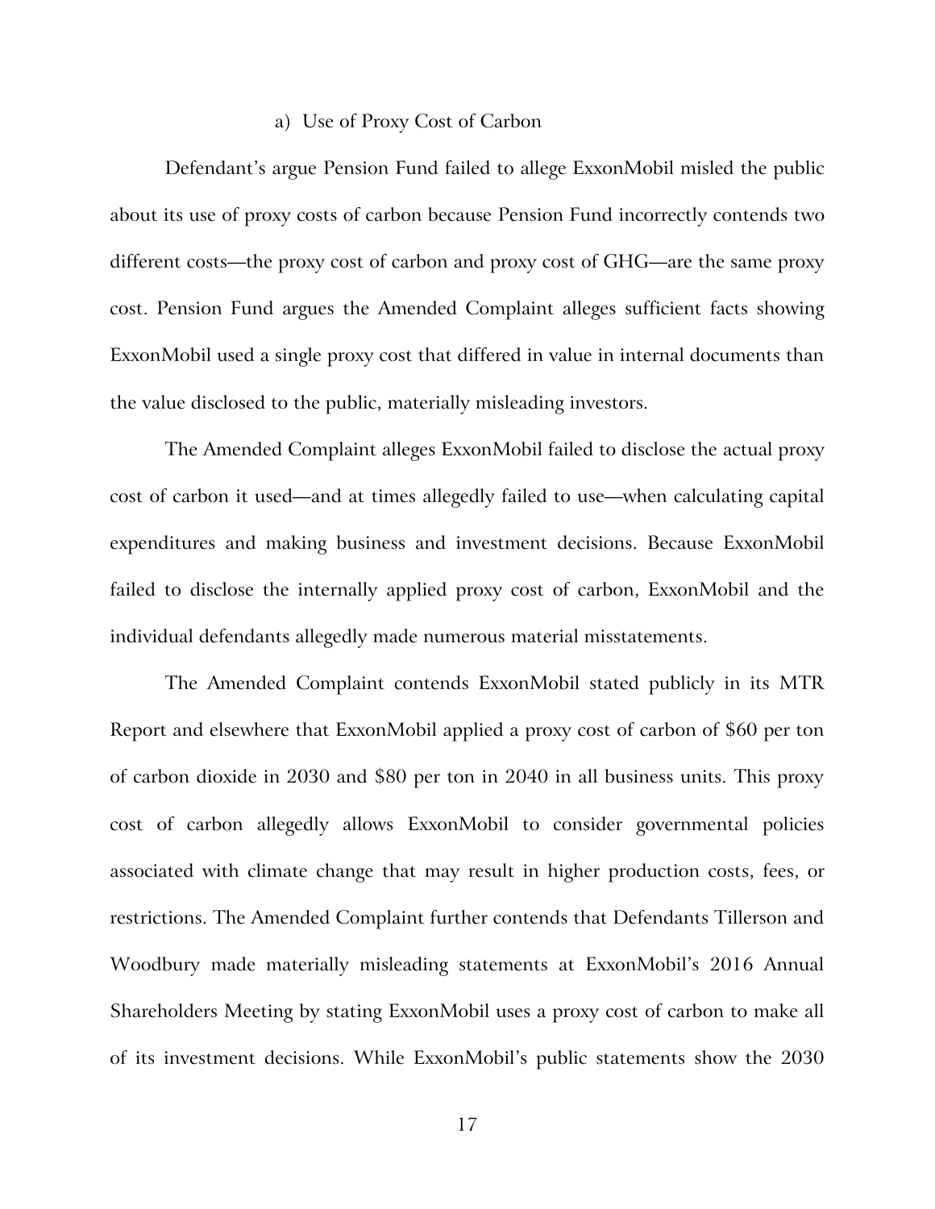a) Use of Proxy Cost of Carbon

Defendant's argue Pension Fund failed to allege ExxonMobil misled the public about its use of proxy costs of carbon because Pension Fund incorrectly contends two different costs—the proxy cost of carbon and proxy cost of GHG—are the same proxy cost. Pension Fund argues the Amended Complaint alleges sufficient facts showing ExxonMobil used a single proxy cost that differed in value in internal documents than the value disclosed to the public, materially misleading investors.

The Amended Complaint alleges ExxonMobil failed to disclose the actual proxy cost of carbon it used—and at times allegedly failed to use—when calculating capital expenditures and making business and investment decisions. Because ExxonMobil failed to disclose the internally applied proxy cost of carbon, ExxonMobil and the individual defendants allegedly made numerous material misstatements.

The Amended Complaint contends ExxonMobil stated publicly in its MTR Report and elsewhere that ExxonMobil applied a proxy cost of carbon of $60 per ton of carbon dioxide in 2030 and $80 per ton in 2040 in all business units. This proxy cost of carbon allegedly allows ExxonMobil to consider governmental policies associated with climate change that may result in higher production costs, fees, or restrictions. The Amended Complaint further contends that Defendants Tillerson and Woodbury made materially misleading statements at ExxonMobil's 2016 Annual Shareholders Meeting by stating ExxonMobil uses a proxy cost of carbon to make all of its investment decisions. While ExxonMobil's public statements show the 2030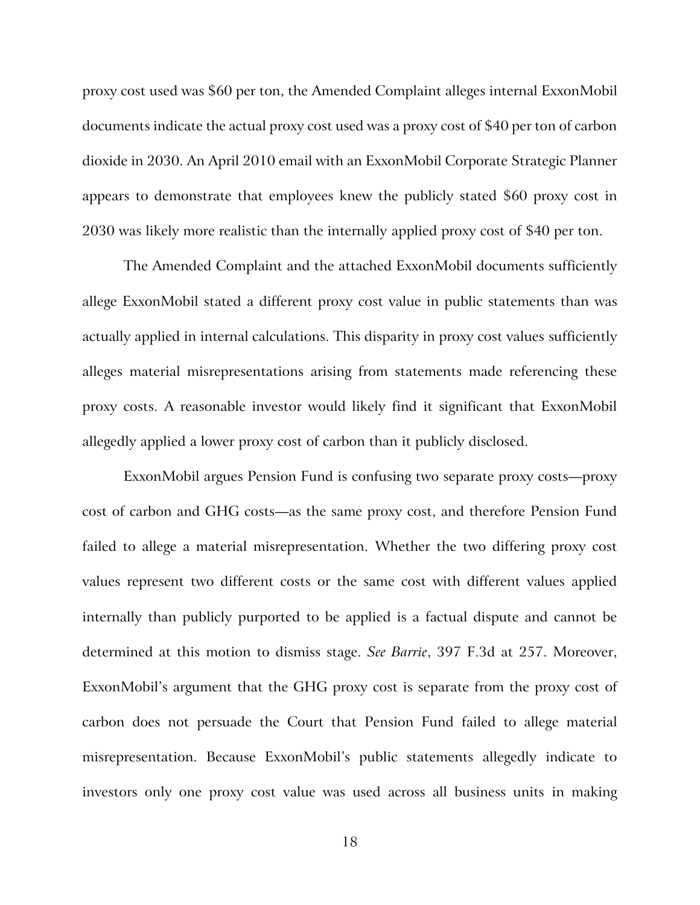proxy cost used was $60 per ton, the Amended Complaint alleges internal ExxonMobil documents indicate the actual proxy cost used was a proxy cost of $40 per ton of carbon dioxide in 2030. An April 2010 email with an ExxonMobil Corporate Strategic Planner appears to demonstrate that employees knew the publicly stated $60 proxy cost in 2030 was likely more realistic than the internally applied proxy cost of $40 per ton.

The Amended Complaint and the attached ExxonMobil documents sufficiently allege ExxonMobil stated a different proxy cost value in public statements than was actually applied in internal calculations. This disparity in proxy cost values sufficiently alleges material misrepresentations arising from statements made referencing these proxy costs. A reasonable investor would likely find it significant that ExxonMobil allegedly applied a lower proxy cost of carbon than it publicly disclosed.

ExxonMobil argues Pension Fund is confusing two separate proxy costs—proxy cost of carbon and GHG costs—as the same proxy cost, and therefore Pension Fund failed to allege a material misrepresentation. Whether the two differing proxy cost values represent two different costs or the same cost with different values applied internally than publicly purported to be applied is a factual dispute and cannot be determined at this motion to dismiss stage. *See Barrie*, 397 F.3d at 257. Moreover, ExxonMobil's argument that the GHG proxy cost is separate from the proxy cost of carbon does not persuade the Court that Pension Fund failed to allege material misrepresentation. Because ExxonMobil's public statements allegedly indicate to investors only one proxy cost value was used across all business units in making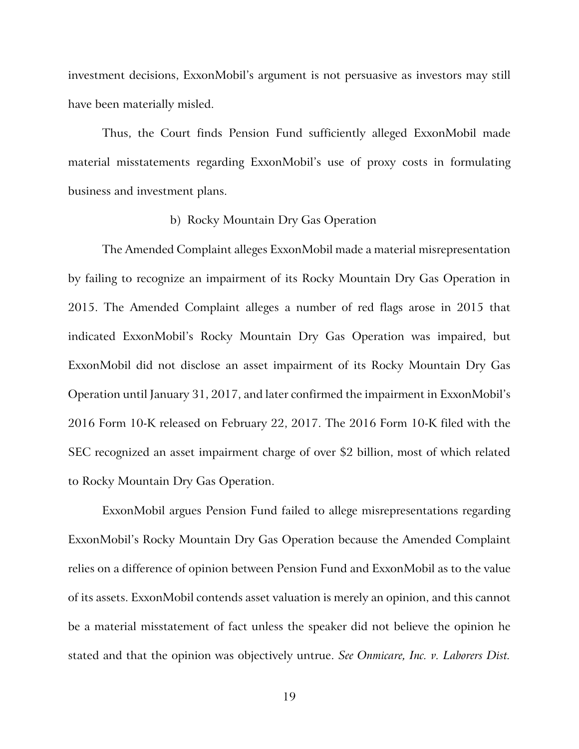investment decisions, ExxonMobil's argument is not persuasive as investors may still have been materially misled.

Thus, the Court finds Pension Fund sufficiently alleged ExxonMobil made material misstatements regarding ExxonMobil's use of proxy costs in formulating business and investment plans.

b) Rocky Mountain Dry Gas Operation

The Amended Complaint alleges ExxonMobil made a material misrepresentation by failing to recognize an impairment of its Rocky Mountain Dry Gas Operation in 2015. The Amended Complaint alleges a number of red flags arose in 2015 that indicated ExxonMobil's Rocky Mountain Dry Gas Operation was impaired, but ExxonMobil did not disclose an asset impairment of its Rocky Mountain Dry Gas Operation until January 31, 2017, and later confirmed the impairment in ExxonMobil's 2016 Form 10-K released on February 22, 2017. The 2016 Form 10-K filed with the SEC recognized an asset impairment charge of over $2 billion, most of which related to Rocky Mountain Dry Gas Operation.

ExxonMobil argues Pension Fund failed to allege misrepresentations regarding ExxonMobil's Rocky Mountain Dry Gas Operation because the Amended Complaint relies on a difference of opinion between Pension Fund and ExxonMobil as to the value of its assets. ExxonMobil contends asset valuation is merely an opinion, and this cannot be a material misstatement of fact unless the speaker did not believe the opinion he stated and that the opinion was objectively untrue. *See Onmicare, Inc. v. Laborers Dist.*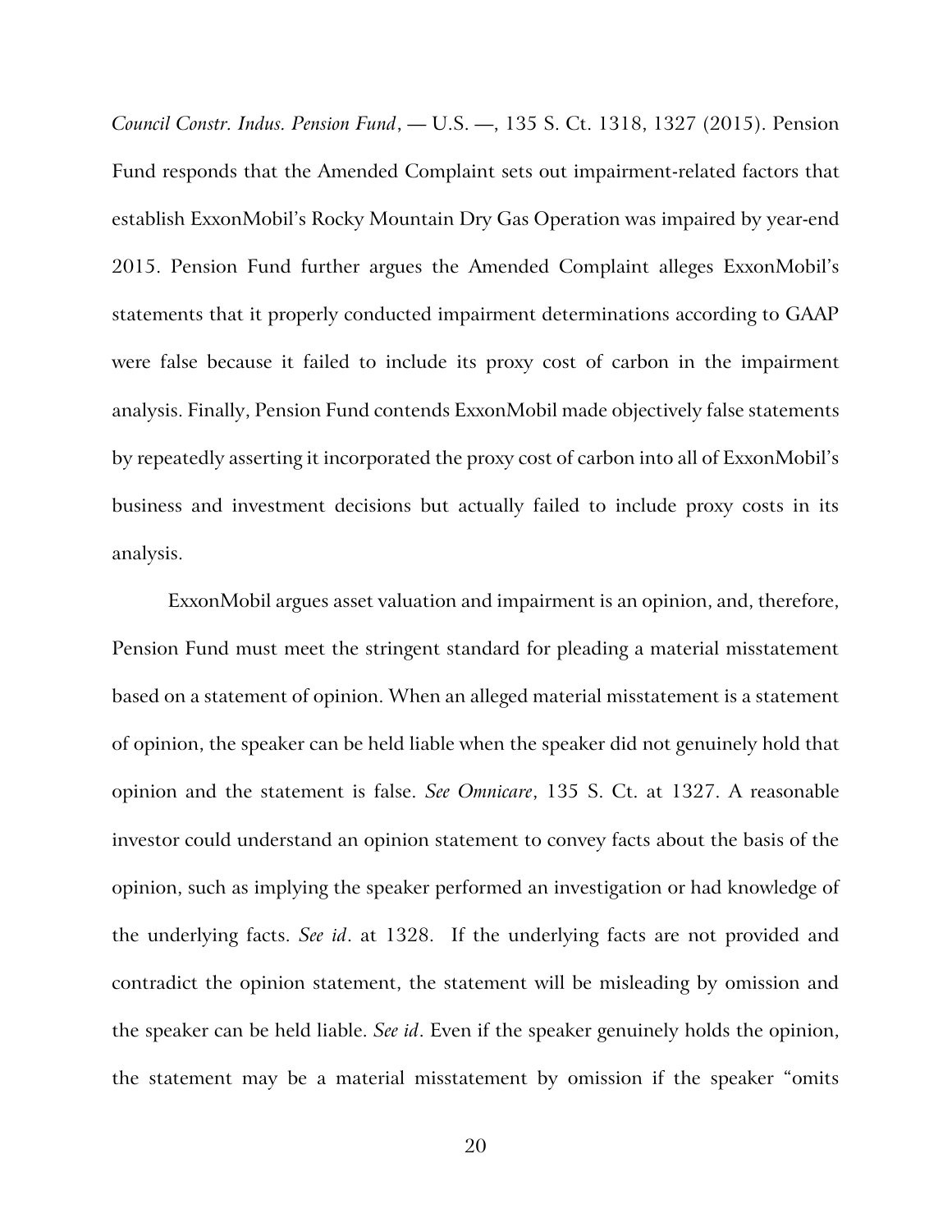*Council Constr. Indus. Pension Fund*, — U.S. —, 135 S. Ct. 1318, 1327 (2015). Pension Fund responds that the Amended Complaint sets out impairment-related factors that establish ExxonMobil's Rocky Mountain Dry Gas Operation was impaired by year-end 2015. Pension Fund further argues the Amended Complaint alleges ExxonMobil's statements that it properly conducted impairment determinations according to GAAP were false because it failed to include its proxy cost of carbon in the impairment analysis. Finally, Pension Fund contends ExxonMobil made objectively false statements by repeatedly asserting it incorporated the proxy cost of carbon into all of ExxonMobil's business and investment decisions but actually failed to include proxy costs in its analysis.

ExxonMobil argues asset valuation and impairment is an opinion, and, therefore, Pension Fund must meet the stringent standard for pleading a material misstatement based on a statement of opinion. When an alleged material misstatement is a statement of opinion, the speaker can be held liable when the speaker did not genuinely hold that opinion and the statement is false. *See Omnicare*, 135 S. Ct. at 1327. A reasonable investor could understand an opinion statement to convey facts about the basis of the opinion, such as implying the speaker performed an investigation or had knowledge of the underlying facts. *See id*. at 1328. If the underlying facts are not provided and contradict the opinion statement, the statement will be misleading by omission and the speaker can be held liable. *See id*. Even if the speaker genuinely holds the opinion, the statement may be a material misstatement by omission if the speaker "omits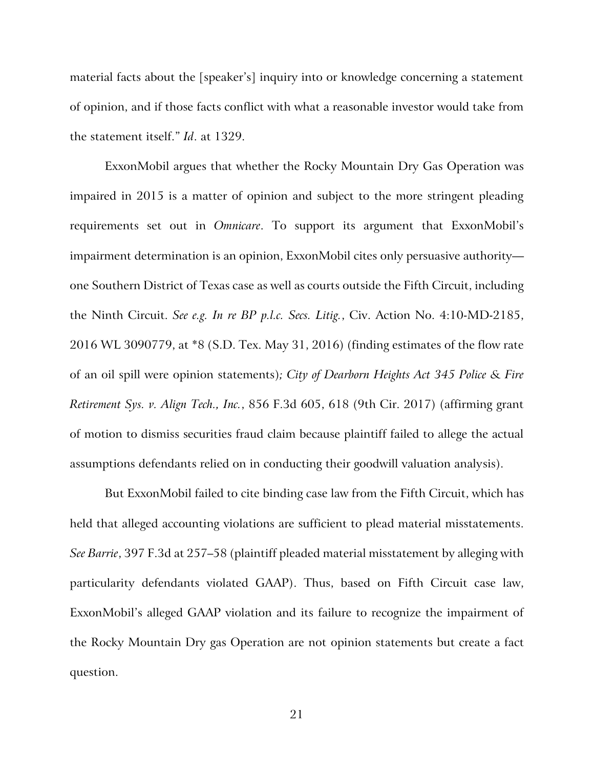material facts about the [speaker's] inquiry into or knowledge concerning a statement of opinion, and if those facts conflict with what a reasonable investor would take from the statement itself." *Id*. at 1329.

ExxonMobil argues that whether the Rocky Mountain Dry Gas Operation was impaired in 2015 is a matter of opinion and subject to the more stringent pleading requirements set out in *Omnicare*. To support its argument that ExxonMobil's impairment determination is an opinion, ExxonMobil cites only persuasive authority—one Southern District of Texas case as well as courts outside the Fifth Circuit, including the Ninth Circuit. *See e.g. In re BP p.l.c. Secs. Litig.*, Civ. Action No. 4:10-MD-2185, 2016 WL 3090779, at *8 (S.D. Tex. May 31, 2016) (finding estimates of the flow rate of an oil spill were opinion statements)*; City of Dearborn Heights Act 345 Police & Fire Retirement Sys. v. Align Tech., Inc.*, 856 F.3d 605, 618 (9th Cir. 2017) (affirming grant of motion to dismiss securities fraud claim because plaintiff failed to allege the actual assumptions defendants relied on in conducting their goodwill valuation analysis).

But ExxonMobil failed to cite binding case law from the Fifth Circuit, which has held that alleged accounting violations are sufficient to plead material misstatements. *See Barrie*, 397 F.3d at 257–58 (plaintiff pleaded material misstatement by alleging with particularity defendants violated GAAP). Thus, based on Fifth Circuit case law, ExxonMobil's alleged GAAP violation and its failure to recognize the impairment of the Rocky Mountain Dry gas Operation are not opinion statements but create a fact question.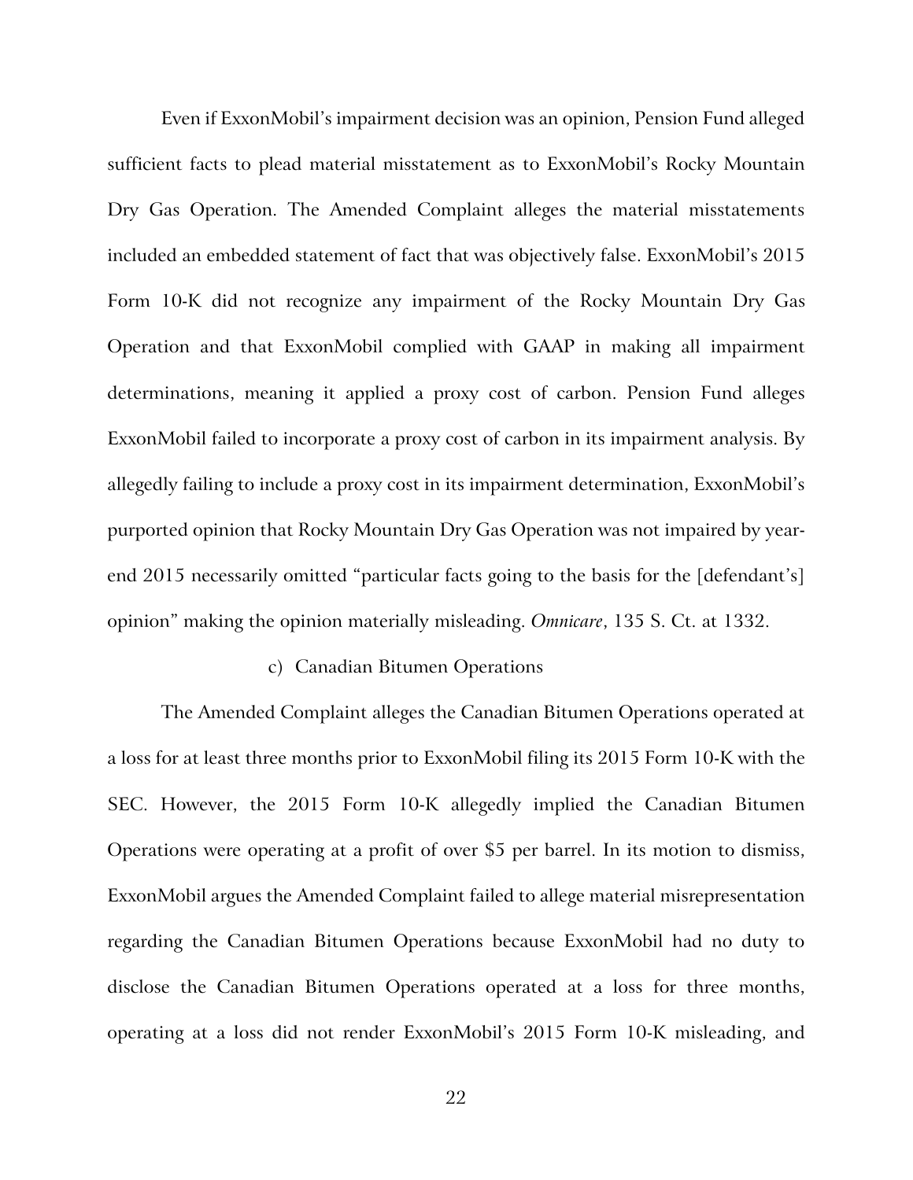Even if ExxonMobil's impairment decision was an opinion, Pension Fund alleged sufficient facts to plead material misstatement as to ExxonMobil's Rocky Mountain Dry Gas Operation. The Amended Complaint alleges the material misstatements included an embedded statement of fact that was objectively false. ExxonMobil's 2015 Form 10-K did not recognize any impairment of the Rocky Mountain Dry Gas Operation and that ExxonMobil complied with GAAP in making all impairment determinations, meaning it applied a proxy cost of carbon. Pension Fund alleges ExxonMobil failed to incorporate a proxy cost of carbon in its impairment analysis. By allegedly failing to include a proxy cost in its impairment determination, ExxonMobil's purported opinion that Rocky Mountain Dry Gas Operation was not impaired by year-end 2015 necessarily omitted "particular facts going to the basis for the [defendant's] opinion" making the opinion materially misleading. *Omnicare*, 135 S. Ct. at 1332.

c) Canadian Bitumen Operations

The Amended Complaint alleges the Canadian Bitumen Operations operated at a loss for at least three months prior to ExxonMobil filing its 2015 Form 10-K with the SEC. However, the 2015 Form 10-K allegedly implied the Canadian Bitumen Operations were operating at a profit of over $5 per barrel. In its motion to dismiss, ExxonMobil argues the Amended Complaint failed to allege material misrepresentation regarding the Canadian Bitumen Operations because ExxonMobil had no duty to disclose the Canadian Bitumen Operations operated at a loss for three months, operating at a loss did not render ExxonMobil's 2015 Form 10-K misleading, and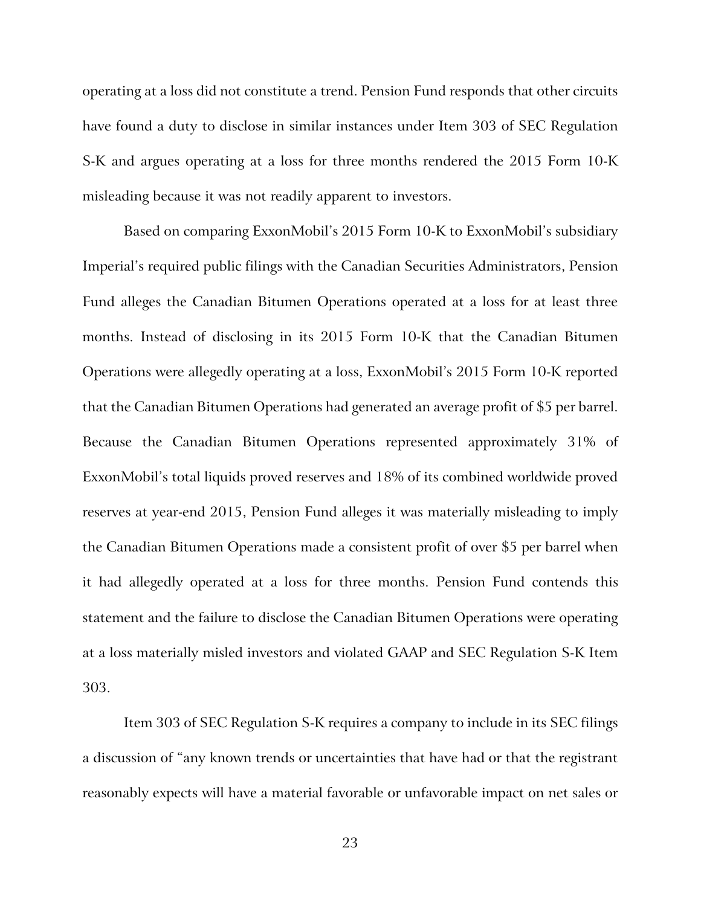operating at a loss did not constitute a trend. Pension Fund responds that other circuits have found a duty to disclose in similar instances under Item 303 of SEC Regulation S-K and argues operating at a loss for three months rendered the 2015 Form 10-K misleading because it was not readily apparent to investors.

Based on comparing ExxonMobil's 2015 Form 10-K to ExxonMobil's subsidiary Imperial's required public filings with the Canadian Securities Administrators, Pension Fund alleges the Canadian Bitumen Operations operated at a loss for at least three months. Instead of disclosing in its 2015 Form 10-K that the Canadian Bitumen Operations were allegedly operating at a loss, ExxonMobil's 2015 Form 10-K reported that the Canadian Bitumen Operations had generated an average profit of $5 per barrel. Because the Canadian Bitumen Operations represented approximately 31% of ExxonMobil's total liquids proved reserves and 18% of its combined worldwide proved reserves at year-end 2015, Pension Fund alleges it was materially misleading to imply the Canadian Bitumen Operations made a consistent profit of over $5 per barrel when it had allegedly operated at a loss for three months. Pension Fund contends this statement and the failure to disclose the Canadian Bitumen Operations were operating at a loss materially misled investors and violated GAAP and SEC Regulation S-K Item 303.

Item 303 of SEC Regulation S-K requires a company to include in its SEC filings a discussion of "any known trends or uncertainties that have had or that the registrant reasonably expects will have a material favorable or unfavorable impact on net sales or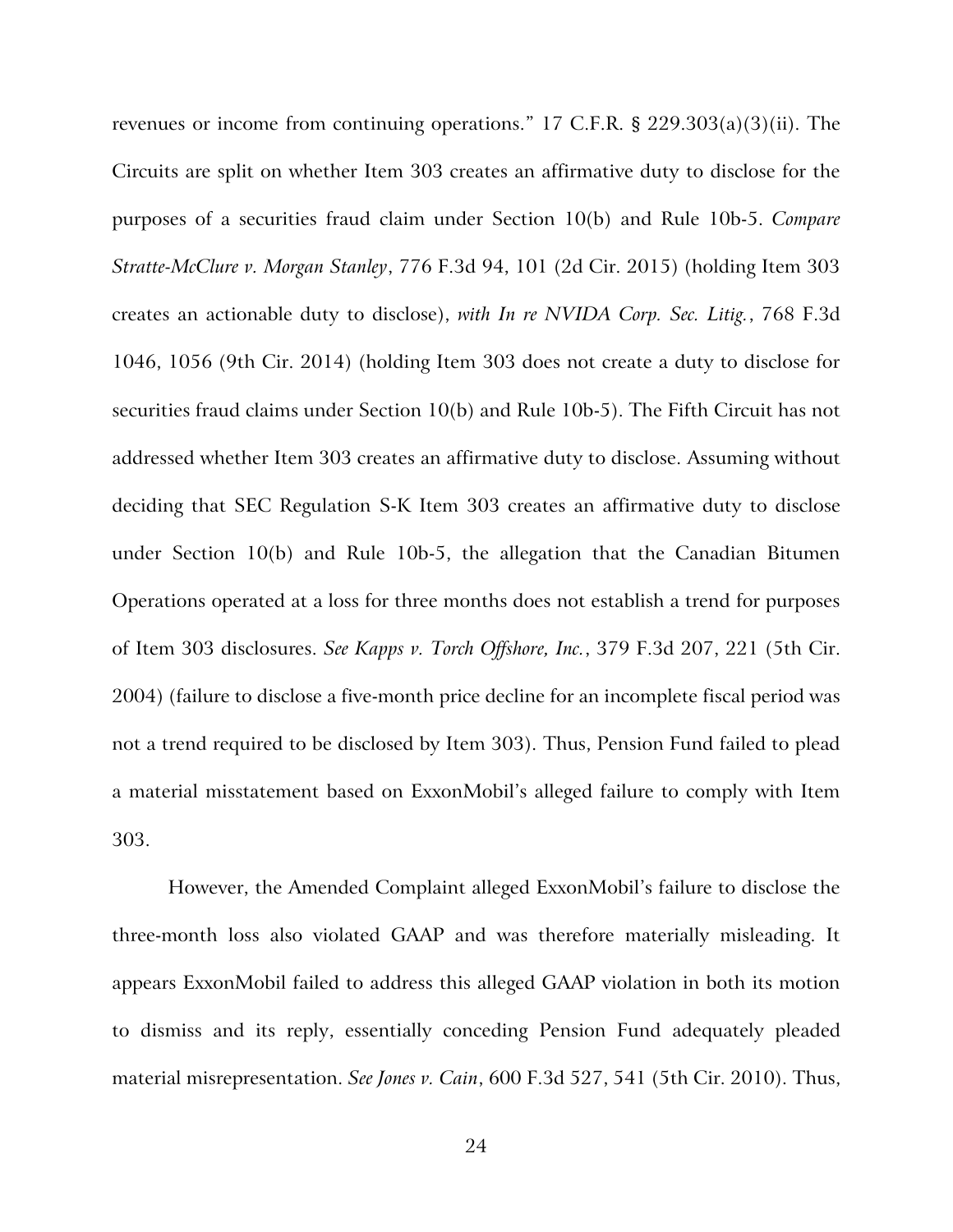revenues or income from continuing operations." 17 C.F.R. § 229.303(a)(3)(ii). The Circuits are split on whether Item 303 creates an affirmative duty to disclose for the purposes of a securities fraud claim under Section 10(b) and Rule 10b-5. *Compare Stratte-McClure v. Morgan Stanley*, 776 F.3d 94, 101 (2d Cir. 2015) (holding Item 303 creates an actionable duty to disclose), *with In re NVIDA Corp. Sec. Litig.*, 768 F.3d 1046, 1056 (9th Cir. 2014) (holding Item 303 does not create a duty to disclose for securities fraud claims under Section 10(b) and Rule 10b-5). The Fifth Circuit has not addressed whether Item 303 creates an affirmative duty to disclose. Assuming without deciding that SEC Regulation S-K Item 303 creates an affirmative duty to disclose under Section 10(b) and Rule 10b-5, the allegation that the Canadian Bitumen Operations operated at a loss for three months does not establish a trend for purposes of Item 303 disclosures. *See Kapps v. Torch Offshore, Inc.*, 379 F.3d 207, 221 (5th Cir. 2004) (failure to disclose a five-month price decline for an incomplete fiscal period was not a trend required to be disclosed by Item 303). Thus, Pension Fund failed to plead a material misstatement based on ExxonMobil's alleged failure to comply with Item 303.

However, the Amended Complaint alleged ExxonMobil's failure to disclose the three-month loss also violated GAAP and was therefore materially misleading. It appears ExxonMobil failed to address this alleged GAAP violation in both its motion to dismiss and its reply, essentially conceding Pension Fund adequately pleaded material misrepresentation. *See Jones v. Cain*, 600 F.3d 527, 541 (5th Cir. 2010). Thus,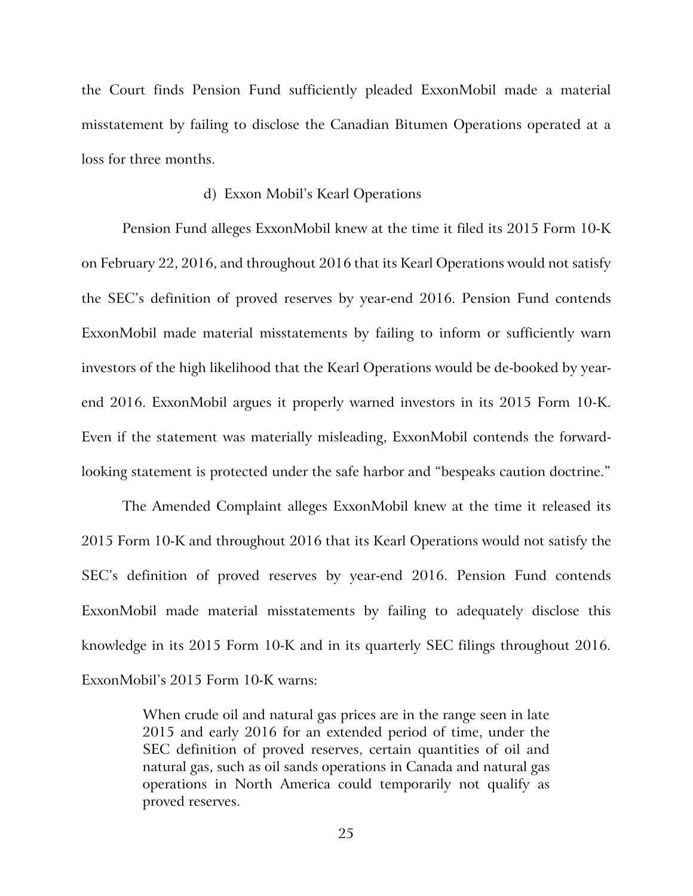the Court finds Pension Fund sufficiently pleaded ExxonMobil made a material misstatement by failing to disclose the Canadian Bitumen Operations operated at a loss for three months.

d) Exxon Mobil's Kearl Operations

Pension Fund alleges ExxonMobil knew at the time it filed its 2015 Form 10-K on February 22, 2016, and throughout 2016 that its Kearl Operations would not satisfy the SEC's definition of proved reserves by year-end 2016. Pension Fund contends ExxonMobil made material misstatements by failing to inform or sufficiently warn investors of the high likelihood that the Kearl Operations would be de-booked by year-end 2016. ExxonMobil argues it properly warned investors in its 2015 Form 10-K. Even if the statement was materially misleading, ExxonMobil contends the forward-looking statement is protected under the safe harbor and "bespeaks caution doctrine."

The Amended Complaint alleges ExxonMobil knew at the time it released its 2015 Form 10-K and throughout 2016 that its Kearl Operations would not satisfy the SEC's definition of proved reserves by year-end 2016. Pension Fund contends ExxonMobil made material misstatements by failing to adequately disclose this knowledge in its 2015 Form 10-K and in its quarterly SEC filings throughout 2016. ExxonMobil's 2015 Form 10-K warns:

> When crude oil and natural gas prices are in the range seen in late 2015 and early 2016 for an extended period of time, under the SEC definition of proved reserves, certain quantities of oil and natural gas, such as oil sands operations in Canada and natural gas operations in North America could temporarily not qualify as proved reserves.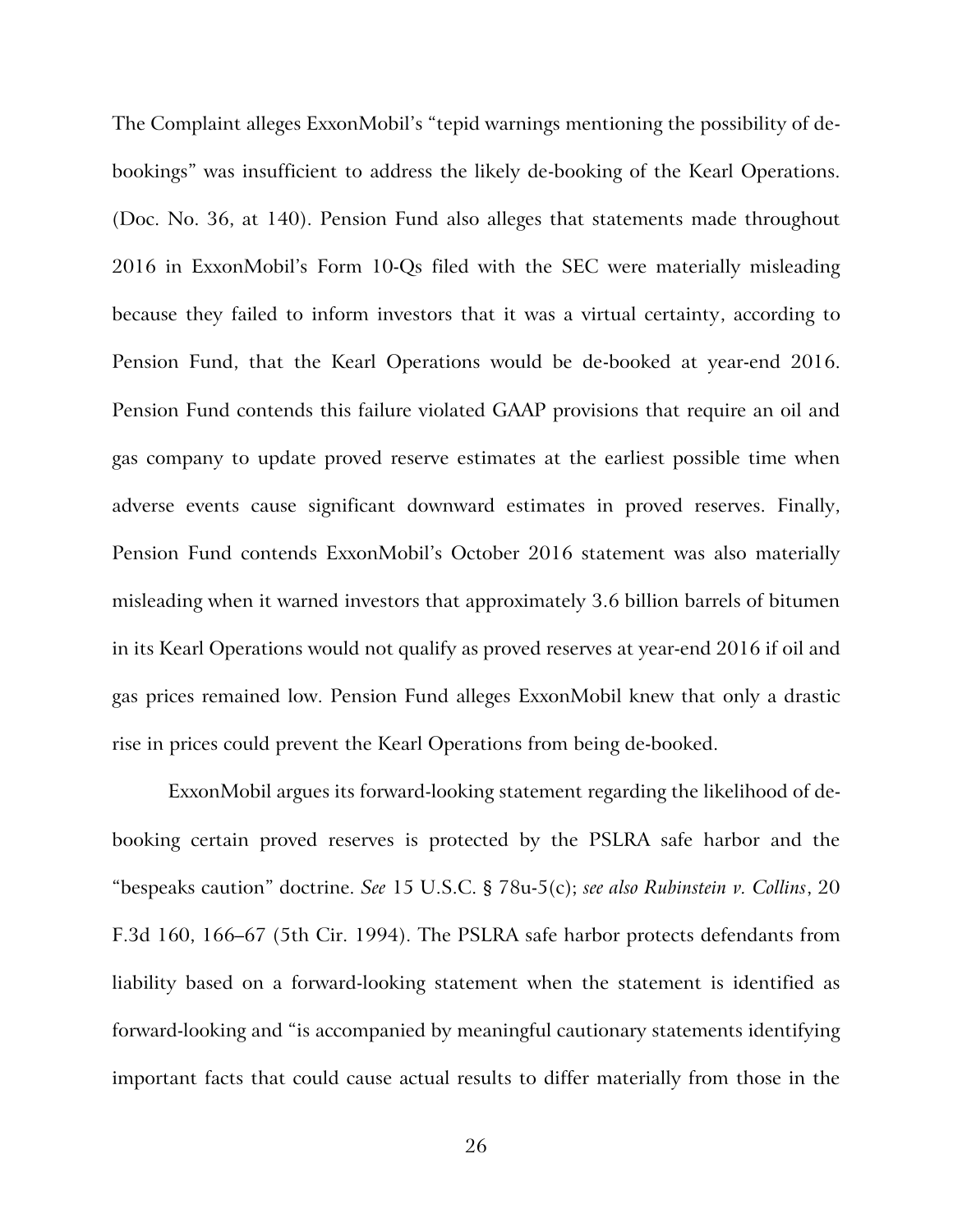The Complaint alleges ExxonMobil's "tepid warnings mentioning the possibility of de-bookings" was insufficient to address the likely de-booking of the Kearl Operations. (Doc. No. 36, at 140). Pension Fund also alleges that statements made throughout 2016 in ExxonMobil's Form 10-Qs filed with the SEC were materially misleading because they failed to inform investors that it was a virtual certainty, according to Pension Fund, that the Kearl Operations would be de-booked at year-end 2016. Pension Fund contends this failure violated GAAP provisions that require an oil and gas company to update proved reserve estimates at the earliest possible time when adverse events cause significant downward estimates in proved reserves. Finally, Pension Fund contends ExxonMobil's October 2016 statement was also materially misleading when it warned investors that approximately 3.6 billion barrels of bitumen in its Kearl Operations would not qualify as proved reserves at year-end 2016 if oil and gas prices remained low. Pension Fund alleges ExxonMobil knew that only a drastic rise in prices could prevent the Kearl Operations from being de-booked.

ExxonMobil argues its forward-looking statement regarding the likelihood of de-booking certain proved reserves is protected by the PSLRA safe harbor and the "bespeaks caution" doctrine. *See* 15 U.S.C. § 78u-5(c); *see also Rubinstein v. Collins*, 20 F.3d 160, 166–67 (5th Cir. 1994). The PSLRA safe harbor protects defendants from liability based on a forward-looking statement when the statement is identified as forward-looking and "is accompanied by meaningful cautionary statements identifying important facts that could cause actual results to differ materially from those in the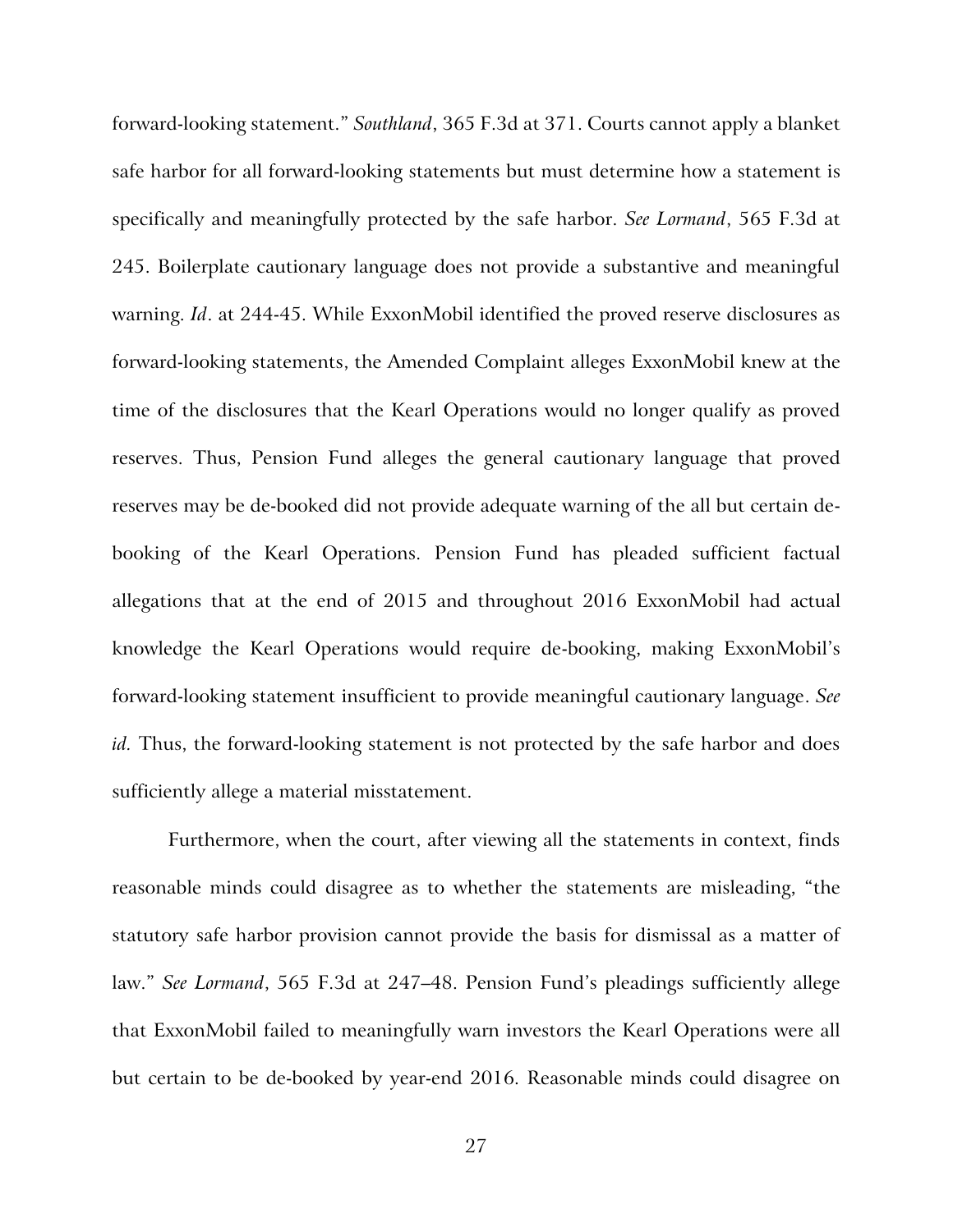forward-looking statement." *Southland*, 365 F.3d at 371. Courts cannot apply a blanket safe harbor for all forward-looking statements but must determine how a statement is specifically and meaningfully protected by the safe harbor. *See Lormand*, 565 F.3d at 245. Boilerplate cautionary language does not provide a substantive and meaningful warning. *Id*. at 244-45. While ExxonMobil identified the proved reserve disclosures as forward-looking statements, the Amended Complaint alleges ExxonMobil knew at the time of the disclosures that the Kearl Operations would no longer qualify as proved reserves. Thus, Pension Fund alleges the general cautionary language that proved reserves may be de-booked did not provide adequate warning of the all but certain de-booking of the Kearl Operations. Pension Fund has pleaded sufficient factual allegations that at the end of 2015 and throughout 2016 ExxonMobil had actual knowledge the Kearl Operations would require de-booking, making ExxonMobil's forward-looking statement insufficient to provide meaningful cautionary language. *See id.* Thus, the forward-looking statement is not protected by the safe harbor and does sufficiently allege a material misstatement.

Furthermore, when the court, after viewing all the statements in context, finds reasonable minds could disagree as to whether the statements are misleading, "the statutory safe harbor provision cannot provide the basis for dismissal as a matter of law." *See Lormand*, 565 F.3d at 247–48. Pension Fund's pleadings sufficiently allege that ExxonMobil failed to meaningfully warn investors the Kearl Operations were all but certain to be de-booked by year-end 2016. Reasonable minds could disagree on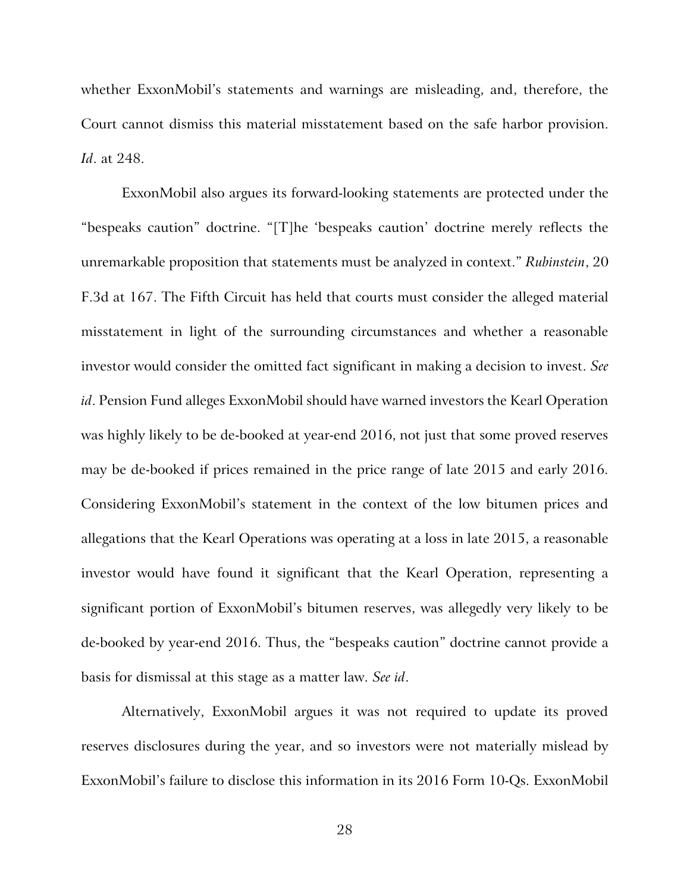whether ExxonMobil's statements and warnings are misleading, and, therefore, the Court cannot dismiss this material misstatement based on the safe harbor provision. *Id*. at 248.

ExxonMobil also argues its forward-looking statements are protected under the "bespeaks caution" doctrine. "[T]he 'bespeaks caution' doctrine merely reflects the unremarkable proposition that statements must be analyzed in context." *Rubinstein*, 20 F.3d at 167. The Fifth Circuit has held that courts must consider the alleged material misstatement in light of the surrounding circumstances and whether a reasonable investor would consider the omitted fact significant in making a decision to invest. *See id*. Pension Fund alleges ExxonMobil should have warned investors the Kearl Operation was highly likely to be de-booked at year-end 2016, not just that some proved reserves may be de-booked if prices remained in the price range of late 2015 and early 2016. Considering ExxonMobil's statement in the context of the low bitumen prices and allegations that the Kearl Operations was operating at a loss in late 2015, a reasonable investor would have found it significant that the Kearl Operation, representing a significant portion of ExxonMobil's bitumen reserves, was allegedly very likely to be de-booked by year-end 2016. Thus, the "bespeaks caution" doctrine cannot provide a basis for dismissal at this stage as a matter law. *See id*.

Alternatively, ExxonMobil argues it was not required to update its proved reserves disclosures during the year, and so investors were not materially mislead by ExxonMobil's failure to disclose this information in its 2016 Form 10-Qs. ExxonMobil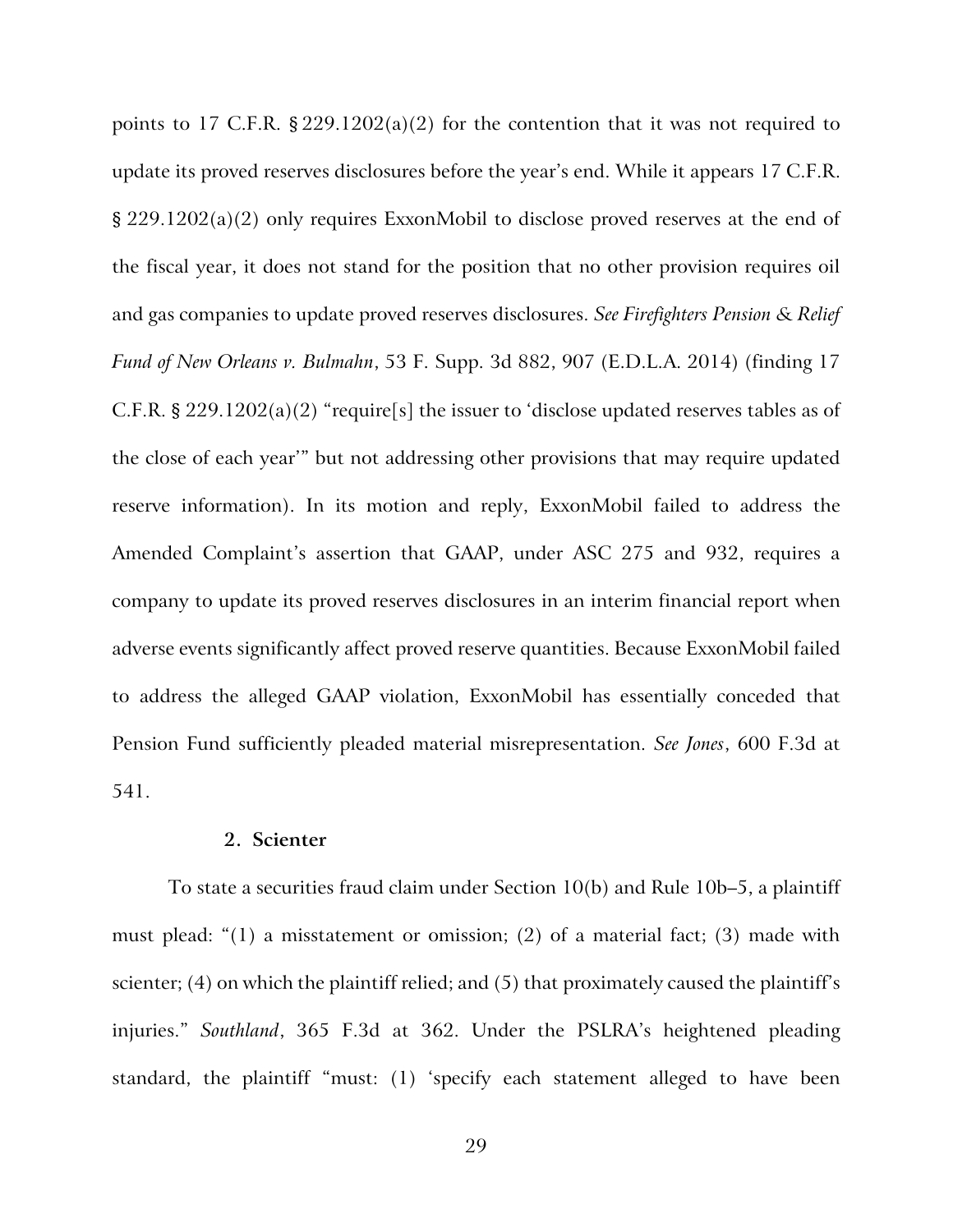points to 17 C.F.R. § 229.1202(a)(2) for the contention that it was not required to update its proved reserves disclosures before the year's end. While it appears 17 C.F.R. § 229.1202(a)(2) only requires ExxonMobil to disclose proved reserves at the end of the fiscal year, it does not stand for the position that no other provision requires oil and gas companies to update proved reserves disclosures. *See Firefighters Pension & Relief Fund of New Orleans v. Bulmahn*, 53 F. Supp. 3d 882, 907 (E.D.L.A. 2014) (finding 17 C.F.R. § 229.1202(a)(2) "require[s] the issuer to 'disclose updated reserves tables as of the close of each year'" but not addressing other provisions that may require updated reserve information). In its motion and reply, ExxonMobil failed to address the Amended Complaint's assertion that GAAP, under ASC 275 and 932, requires a company to update its proved reserves disclosures in an interim financial report when adverse events significantly affect proved reserve quantities. Because ExxonMobil failed to address the alleged GAAP violation, ExxonMobil has essentially conceded that Pension Fund sufficiently pleaded material misrepresentation. *See Jones*, 600 F.3d at 541.

### 2. Scienter

To state a securities fraud claim under Section 10(b) and Rule 10b–5, a plaintiff must plead: "(1) a misstatement or omission; (2) of a material fact; (3) made with scienter; (4) on which the plaintiff relied; and (5) that proximately caused the plaintiff's injuries." *Southland*, 365 F.3d at 362. Under the PSLRA's heightened pleading standard, the plaintiff "must: (1) 'specify each statement alleged to have been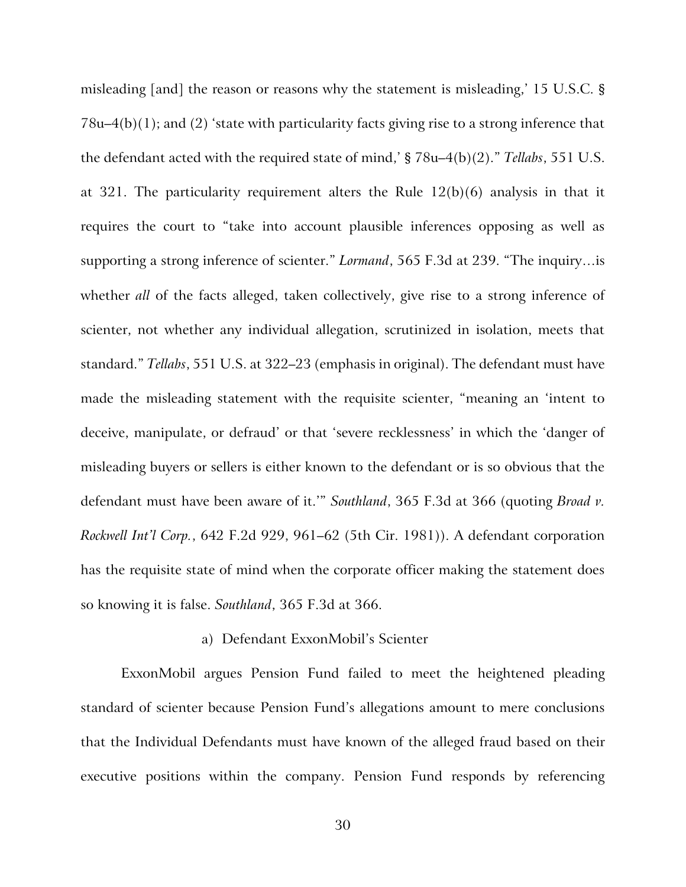misleading [and] the reason or reasons why the statement is misleading,' 15 U.S.C. § 78u–4(b)(1); and (2) 'state with particularity facts giving rise to a strong inference that the defendant acted with the required state of mind,' § 78u–4(b)(2)." *Tellabs*, 551 U.S. at 321. The particularity requirement alters the Rule 12(b)(6) analysis in that it requires the court to "take into account plausible inferences opposing as well as supporting a strong inference of scienter." *Lormand*, 565 F.3d at 239. "The inquiry…is whether *all* of the facts alleged, taken collectively, give rise to a strong inference of scienter, not whether any individual allegation, scrutinized in isolation, meets that standard." *Tellabs*, 551 U.S. at 322–23 (emphasis in original). The defendant must have made the misleading statement with the requisite scienter, "meaning an 'intent to deceive, manipulate, or defraud' or that 'severe recklessness' in which the 'danger of misleading buyers or sellers is either known to the defendant or is so obvious that the defendant must have been aware of it.'" *Southland*, 365 F.3d at 366 (quoting *Broad v. Rockwell Int'l Corp.*, 642 F.2d 929, 961–62 (5th Cir. 1981)). A defendant corporation has the requisite state of mind when the corporate officer making the statement does so knowing it is false. *Southland*, 365 F.3d at 366.

a) Defendant ExxonMobil's Scienter

ExxonMobil argues Pension Fund failed to meet the heightened pleading standard of scienter because Pension Fund's allegations amount to mere conclusions that the Individual Defendants must have known of the alleged fraud based on their executive positions within the company. Pension Fund responds by referencing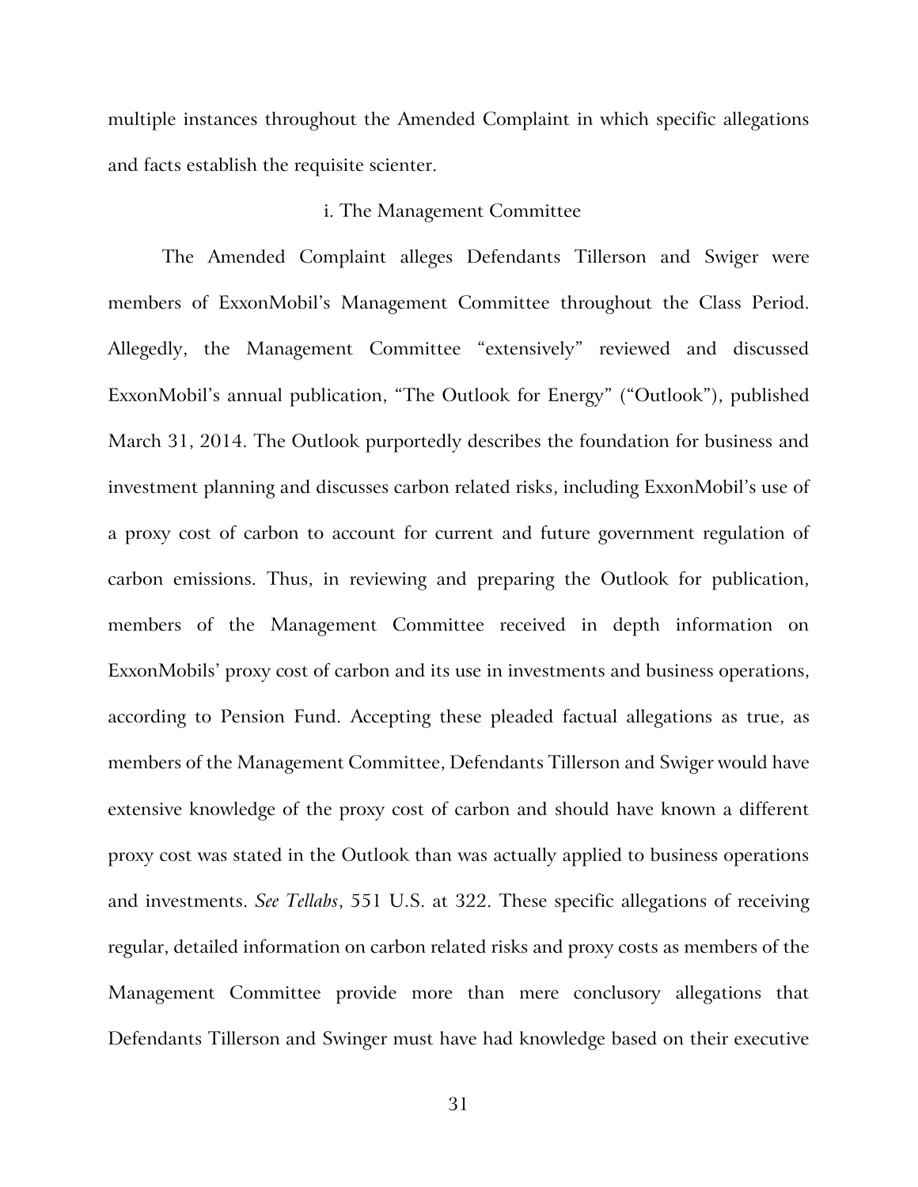multiple instances throughout the Amended Complaint in which specific allegations and facts establish the requisite scienter.

i. The Management Committee

The Amended Complaint alleges Defendants Tillerson and Swiger were members of ExxonMobil's Management Committee throughout the Class Period. Allegedly, the Management Committee "extensively" reviewed and discussed ExxonMobil's annual publication, "The Outlook for Energy" ("Outlook"), published March 31, 2014. The Outlook purportedly describes the foundation for business and investment planning and discusses carbon related risks, including ExxonMobil's use of a proxy cost of carbon to account for current and future government regulation of carbon emissions. Thus, in reviewing and preparing the Outlook for publication, members of the Management Committee received in depth information on ExxonMobils' proxy cost of carbon and its use in investments and business operations, according to Pension Fund. Accepting these pleaded factual allegations as true, as members of the Management Committee, Defendants Tillerson and Swiger would have extensive knowledge of the proxy cost of carbon and should have known a different proxy cost was stated in the Outlook than was actually applied to business operations and investments. *See Tellabs*, 551 U.S. at 322. These specific allegations of receiving regular, detailed information on carbon related risks and proxy costs as members of the Management Committee provide more than mere conclusory allegations that Defendants Tillerson and Swinger must have had knowledge based on their executive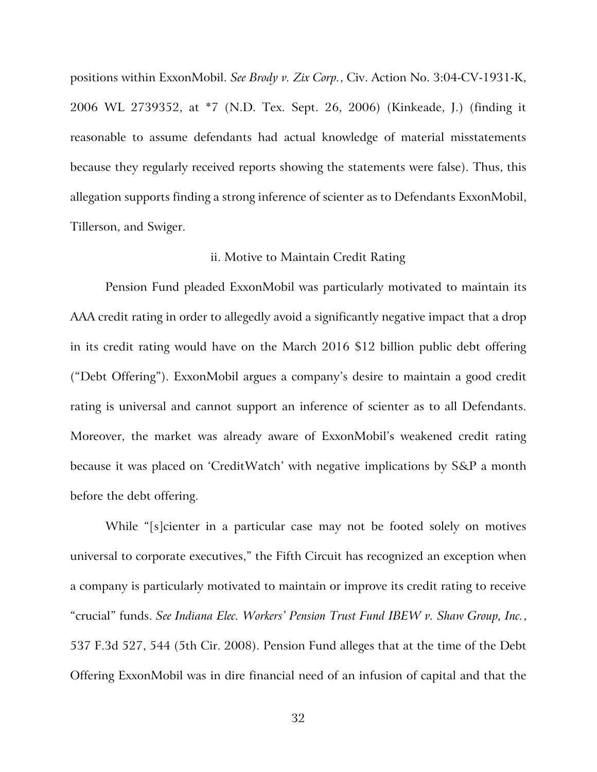positions within ExxonMobil. *See Brody v. Zix Corp.*, Civ. Action No. 3:04-CV-1931-K, 2006 WL 2739352, at *7 (N.D. Tex. Sept. 26, 2006) (Kinkeade, J.) (finding it reasonable to assume defendants had actual knowledge of material misstatements because they regularly received reports showing the statements were false). Thus, this allegation supports finding a strong inference of scienter as to Defendants ExxonMobil, Tillerson, and Swiger.

ii. Motive to Maintain Credit Rating

Pension Fund pleaded ExxonMobil was particularly motivated to maintain its AAA credit rating in order to allegedly avoid a significantly negative impact that a drop in its credit rating would have on the March 2016 $12 billion public debt offering ("Debt Offering"). ExxonMobil argues a company's desire to maintain a good credit rating is universal and cannot support an inference of scienter as to all Defendants. Moreover, the market was already aware of ExxonMobil's weakened credit rating because it was placed on 'CreditWatch' with negative implications by S&P a month before the debt offering.

While "[s]cienter in a particular case may not be footed solely on motives universal to corporate executives," the Fifth Circuit has recognized an exception when a company is particularly motivated to maintain or improve its credit rating to receive "crucial" funds. *See Indiana Elec. Workers' Pension Trust Fund IBEW v. Shaw Group, Inc.*, 537 F.3d 527, 544 (5th Cir. 2008). Pension Fund alleges that at the time of the Debt Offering ExxonMobil was in dire financial need of an infusion of capital and that the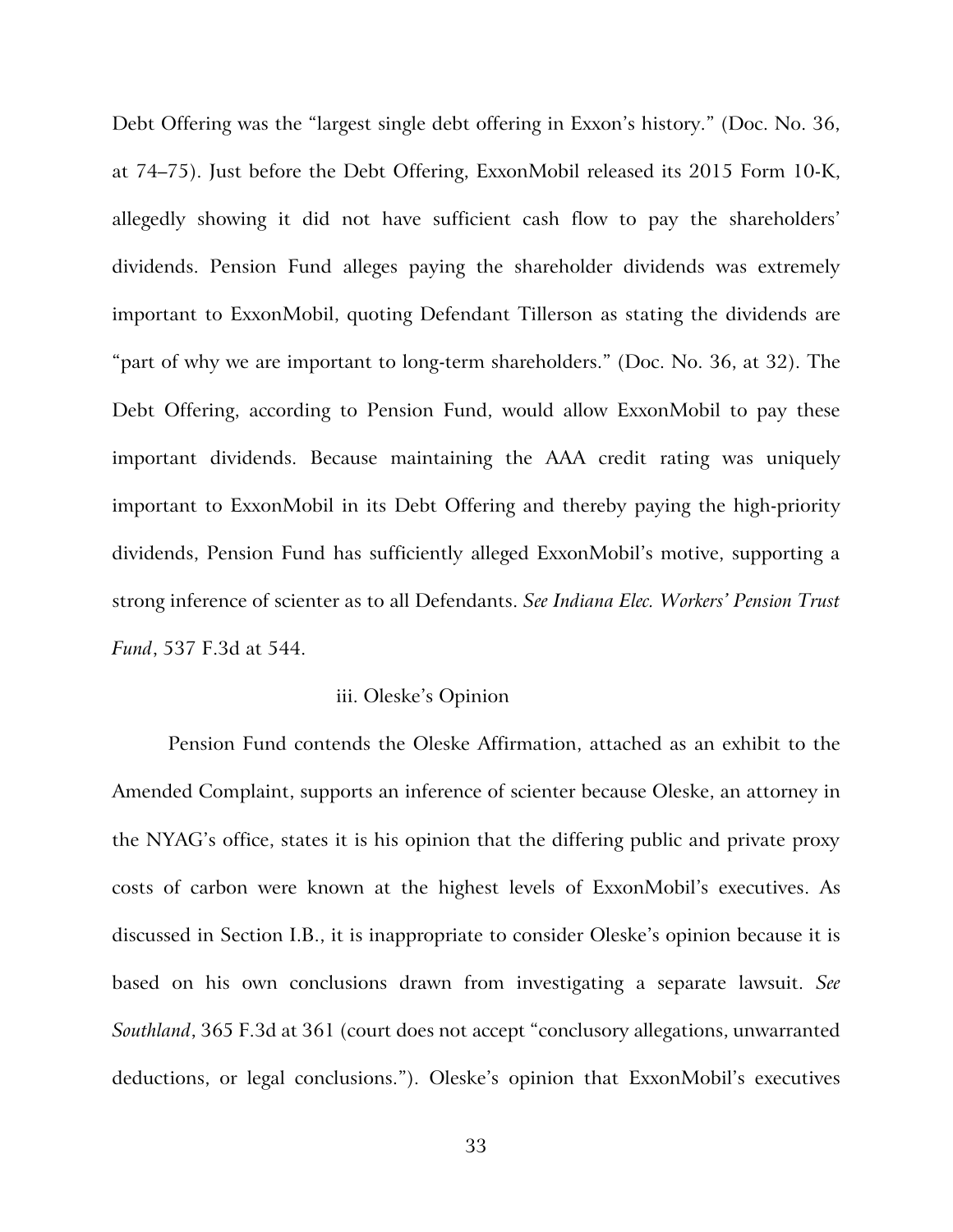Debt Offering was the "largest single debt offering in Exxon's history." (Doc. No. 36, at 74–75). Just before the Debt Offering, ExxonMobil released its 2015 Form 10-K, allegedly showing it did not have sufficient cash flow to pay the shareholders' dividends. Pension Fund alleges paying the shareholder dividends was extremely important to ExxonMobil, quoting Defendant Tillerson as stating the dividends are "part of why we are important to long-term shareholders." (Doc. No. 36, at 32). The Debt Offering, according to Pension Fund, would allow ExxonMobil to pay these important dividends. Because maintaining the AAA credit rating was uniquely important to ExxonMobil in its Debt Offering and thereby paying the high-priority dividends, Pension Fund has sufficiently alleged ExxonMobil's motive, supporting a strong inference of scienter as to all Defendants. *See Indiana Elec. Workers' Pension Trust Fund*, 537 F.3d at 544.

iii. Oleske's Opinion

Pension Fund contends the Oleske Affirmation, attached as an exhibit to the Amended Complaint, supports an inference of scienter because Oleske, an attorney in the NYAG's office, states it is his opinion that the differing public and private proxy costs of carbon were known at the highest levels of ExxonMobil's executives. As discussed in Section I.B., it is inappropriate to consider Oleske's opinion because it is based on his own conclusions drawn from investigating a separate lawsuit. *See Southland*, 365 F.3d at 361 (court does not accept "conclusory allegations, unwarranted deductions, or legal conclusions."). Oleske's opinion that ExxonMobil's executives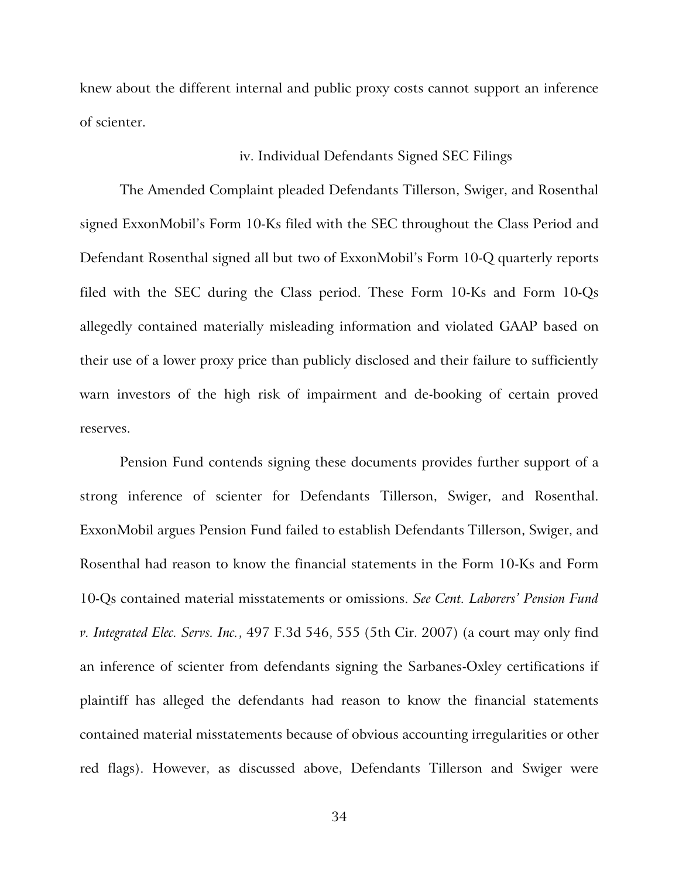knew about the different internal and public proxy costs cannot support an inference of scienter.

### iv. Individual Defendants Signed SEC Filings

The Amended Complaint pleaded Defendants Tillerson, Swiger, and Rosenthal signed ExxonMobil's Form 10-Ks filed with the SEC throughout the Class Period and Defendant Rosenthal signed all but two of ExxonMobil's Form 10-Q quarterly reports filed with the SEC during the Class period. These Form 10-Ks and Form 10-Qs allegedly contained materially misleading information and violated GAAP based on their use of a lower proxy price than publicly disclosed and their failure to sufficiently warn investors of the high risk of impairment and de-booking of certain proved reserves.

Pension Fund contends signing these documents provides further support of a strong inference of scienter for Defendants Tillerson, Swiger, and Rosenthal. ExxonMobil argues Pension Fund failed to establish Defendants Tillerson, Swiger, and Rosenthal had reason to know the financial statements in the Form 10-Ks and Form 10-Qs contained material misstatements or omissions. *See Cent. Laborers' Pension Fund v. Integrated Elec. Servs. Inc.*, 497 F.3d 546, 555 (5th Cir. 2007) (a court may only find an inference of scienter from defendants signing the Sarbanes-Oxley certifications if plaintiff has alleged the defendants had reason to know the financial statements contained material misstatements because of obvious accounting irregularities or other red flags). However, as discussed above, Defendants Tillerson and Swiger were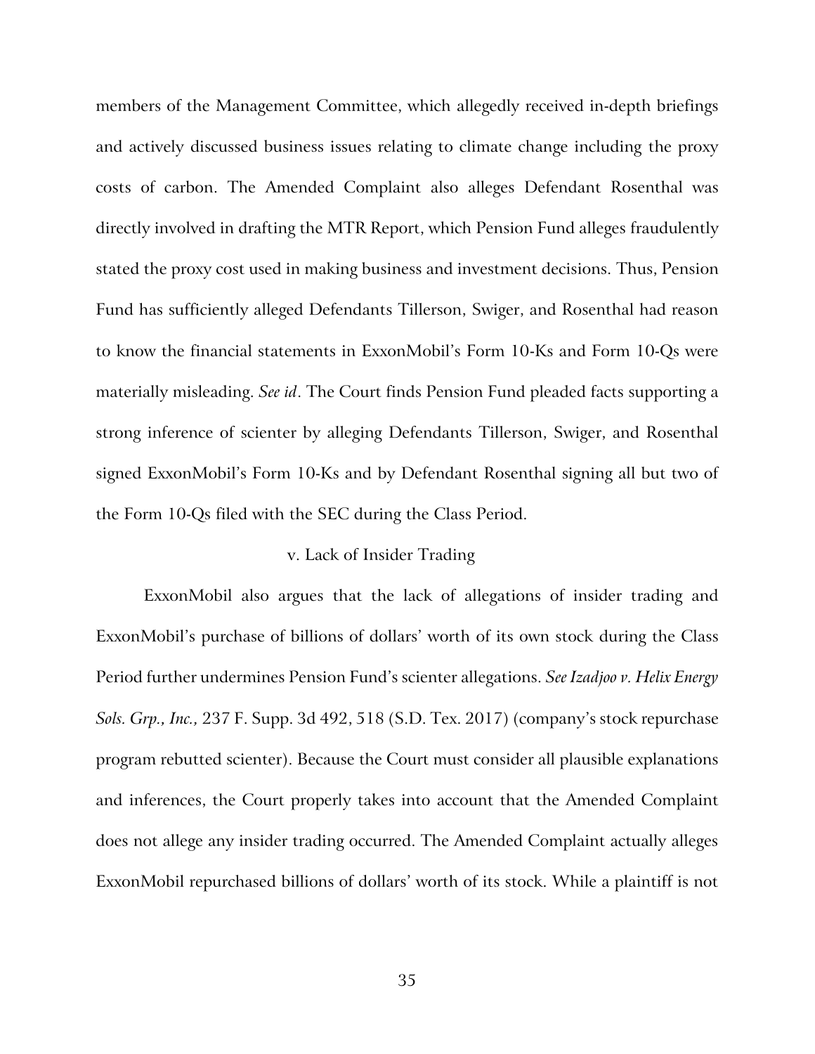members of the Management Committee, which allegedly received in-depth briefings and actively discussed business issues relating to climate change including the proxy costs of carbon. The Amended Complaint also alleges Defendant Rosenthal was directly involved in drafting the MTR Report, which Pension Fund alleges fraudulently stated the proxy cost used in making business and investment decisions. Thus, Pension Fund has sufficiently alleged Defendants Tillerson, Swiger, and Rosenthal had reason to know the financial statements in ExxonMobil's Form 10-Ks and Form 10-Qs were materially misleading. *See id*. The Court finds Pension Fund pleaded facts supporting a strong inference of scienter by alleging Defendants Tillerson, Swiger, and Rosenthal signed ExxonMobil's Form 10-Ks and by Defendant Rosenthal signing all but two of the Form 10-Qs filed with the SEC during the Class Period.

v. Lack of Insider Trading

ExxonMobil also argues that the lack of allegations of insider trading and ExxonMobil's purchase of billions of dollars' worth of its own stock during the Class Period further undermines Pension Fund's scienter allegations. *See Izadjoo v. Helix Energy Sols. Grp., Inc.,* 237 F. Supp. 3d 492, 518 (S.D. Tex. 2017) (company's stock repurchase program rebutted scienter). Because the Court must consider all plausible explanations and inferences, the Court properly takes into account that the Amended Complaint does not allege any insider trading occurred. The Amended Complaint actually alleges ExxonMobil repurchased billions of dollars' worth of its stock. While a plaintiff is not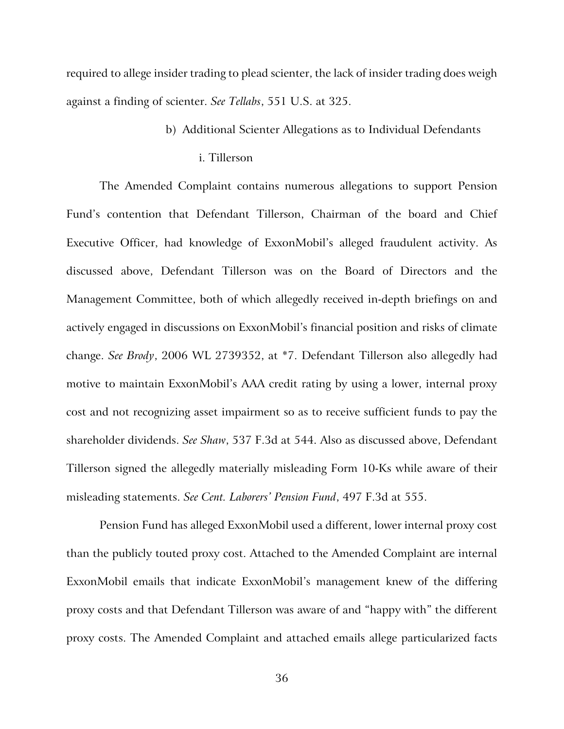required to allege insider trading to plead scienter, the lack of insider trading does weigh against a finding of scienter. *See Tellabs*, 551 U.S. at 325.

b) Additional Scienter Allegations as to Individual Defendants

i. Tillerson

The Amended Complaint contains numerous allegations to support Pension Fund's contention that Defendant Tillerson, Chairman of the board and Chief Executive Officer, had knowledge of ExxonMobil's alleged fraudulent activity. As discussed above, Defendant Tillerson was on the Board of Directors and the Management Committee, both of which allegedly received in-depth briefings on and actively engaged in discussions on ExxonMobil's financial position and risks of climate change. *See Brody*, 2006 WL 2739352, at *7. Defendant Tillerson also allegedly had motive to maintain ExxonMobil's AAA credit rating by using a lower, internal proxy cost and not recognizing asset impairment so as to receive sufficient funds to pay the shareholder dividends. *See Shaw*, 537 F.3d at 544. Also as discussed above, Defendant Tillerson signed the allegedly materially misleading Form 10-Ks while aware of their misleading statements. *See Cent. Laborers' Pension Fund*, 497 F.3d at 555.

Pension Fund has alleged ExxonMobil used a different, lower internal proxy cost than the publicly touted proxy cost. Attached to the Amended Complaint are internal ExxonMobil emails that indicate ExxonMobil's management knew of the differing proxy costs and that Defendant Tillerson was aware of and "happy with" the different proxy costs. The Amended Complaint and attached emails allege particularized facts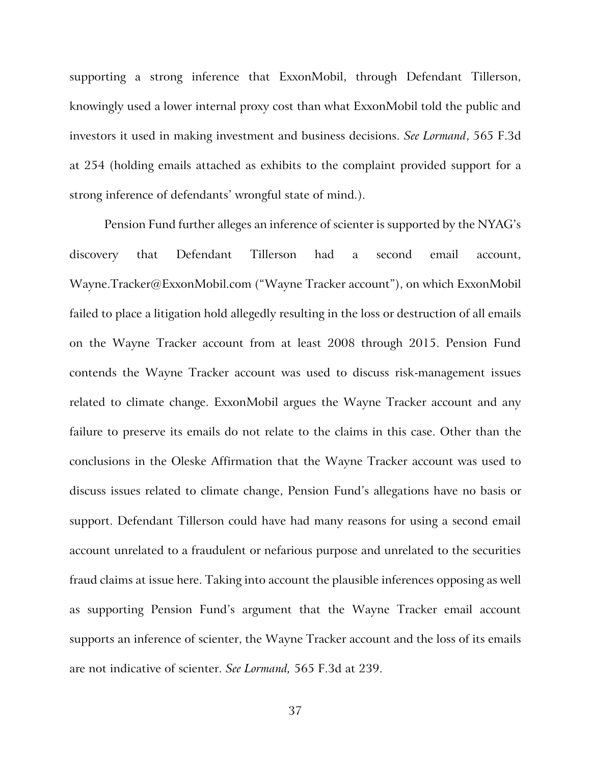supporting a strong inference that ExxonMobil, through Defendant Tillerson, knowingly used a lower internal proxy cost than what ExxonMobil told the public and investors it used in making investment and business decisions. *See Lormand*, 565 F.3d at 254 (holding emails attached as exhibits to the complaint provided support for a strong inference of defendants' wrongful state of mind.).

Pension Fund further alleges an inference of scienter is supported by the NYAG's discovery that Defendant Tillerson had a second email account, Wayne.Tracker@ExxonMobil.com ("Wayne Tracker account"), on which ExxonMobil failed to place a litigation hold allegedly resulting in the loss or destruction of all emails on the Wayne Tracker account from at least 2008 through 2015. Pension Fund contends the Wayne Tracker account was used to discuss risk-management issues related to climate change. ExxonMobil argues the Wayne Tracker account and any failure to preserve its emails do not relate to the claims in this case. Other than the conclusions in the Oleske Affirmation that the Wayne Tracker account was used to discuss issues related to climate change, Pension Fund's allegations have no basis or support. Defendant Tillerson could have had many reasons for using a second email account unrelated to a fraudulent or nefarious purpose and unrelated to the securities fraud claims at issue here. Taking into account the plausible inferences opposing as well as supporting Pension Fund's argument that the Wayne Tracker email account supports an inference of scienter, the Wayne Tracker account and the loss of its emails are not indicative of scienter. *See Lormand,* 565 F.3d at 239.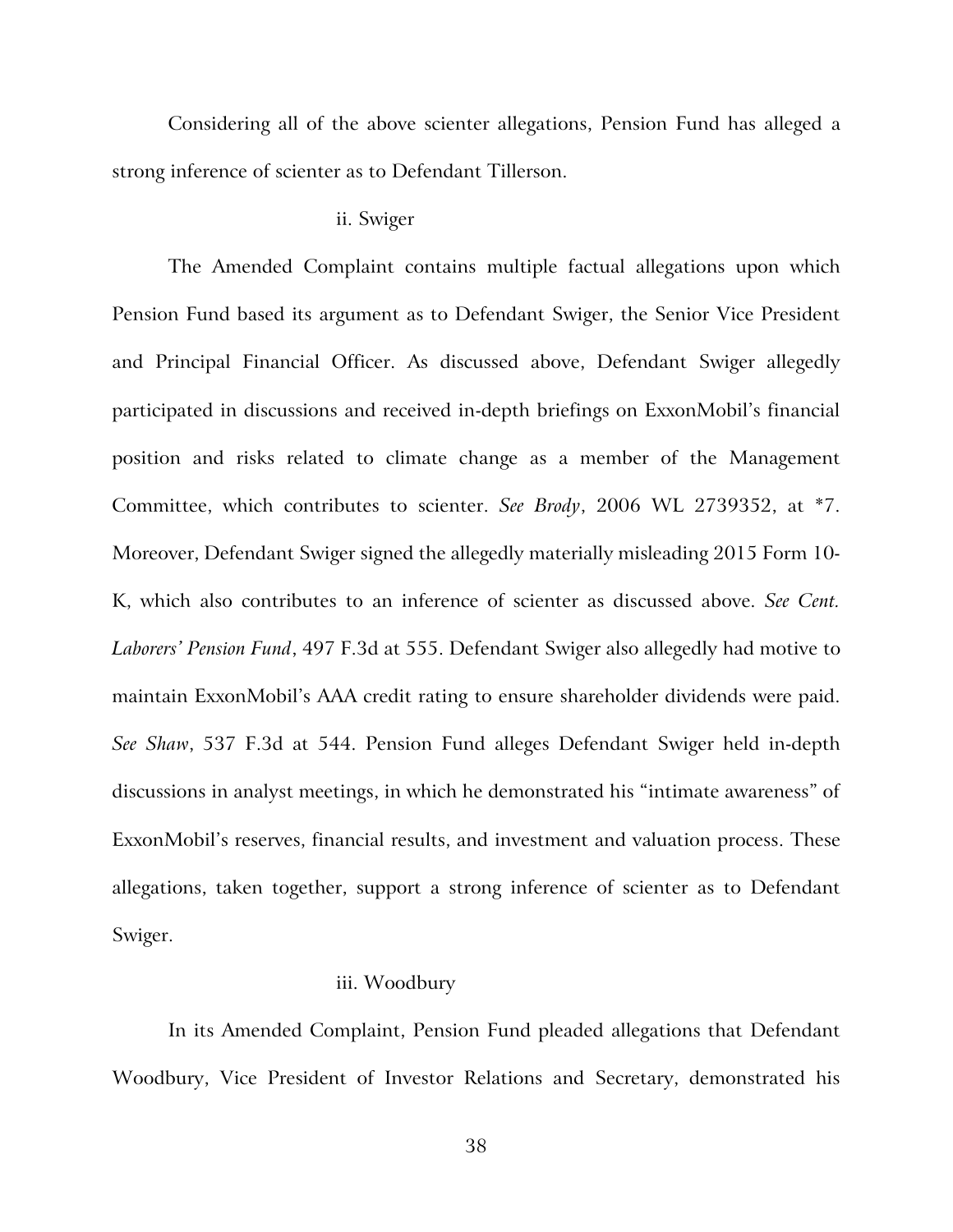Considering all of the above scienter allegations, Pension Fund has alleged a strong inference of scienter as to Defendant Tillerson.

#### ii. Swiger

The Amended Complaint contains multiple factual allegations upon which Pension Fund based its argument as to Defendant Swiger, the Senior Vice President and Principal Financial Officer. As discussed above, Defendant Swiger allegedly participated in discussions and received in-depth briefings on ExxonMobil's financial position and risks related to climate change as a member of the Management Committee, which contributes to scienter. *See Brody*, 2006 WL 2739352, at *7. Moreover, Defendant Swiger signed the allegedly materially misleading 2015 Form 10-K, which also contributes to an inference of scienter as discussed above. *See Cent. Laborers' Pension Fund*, 497 F.3d at 555. Defendant Swiger also allegedly had motive to maintain ExxonMobil's AAA credit rating to ensure shareholder dividends were paid. *See Shaw*, 537 F.3d at 544. Pension Fund alleges Defendant Swiger held in-depth discussions in analyst meetings, in which he demonstrated his "intimate awareness" of ExxonMobil's reserves, financial results, and investment and valuation process. These allegations, taken together, support a strong inference of scienter as to Defendant Swiger.

#### iii. Woodbury

In its Amended Complaint, Pension Fund pleaded allegations that Defendant Woodbury, Vice President of Investor Relations and Secretary, demonstrated his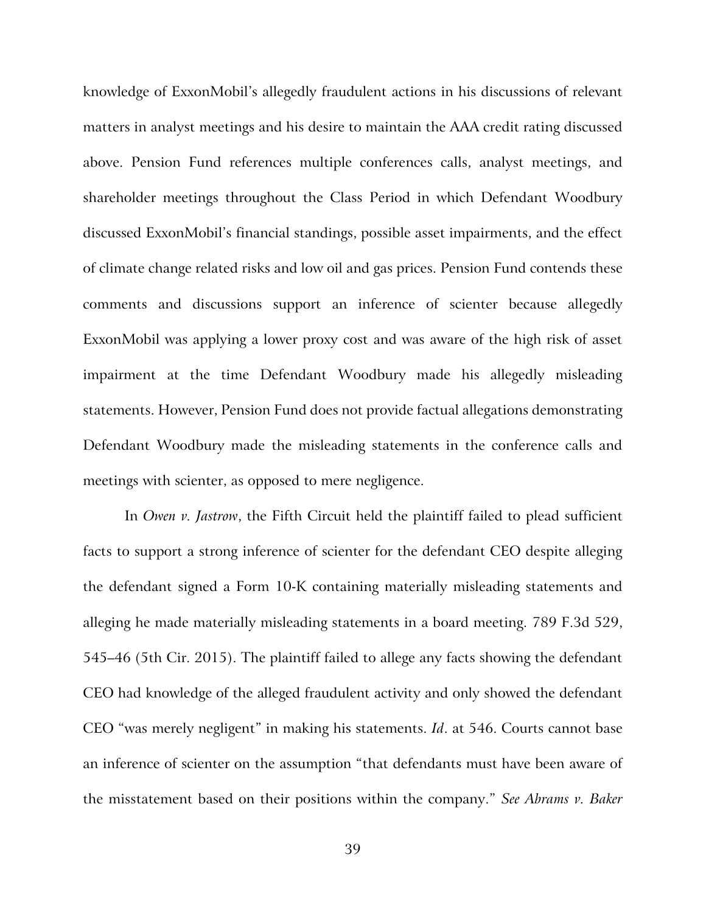knowledge of ExxonMobil's allegedly fraudulent actions in his discussions of relevant matters in analyst meetings and his desire to maintain the AAA credit rating discussed above. Pension Fund references multiple conferences calls, analyst meetings, and shareholder meetings throughout the Class Period in which Defendant Woodbury discussed ExxonMobil's financial standings, possible asset impairments, and the effect of climate change related risks and low oil and gas prices. Pension Fund contends these comments and discussions support an inference of scienter because allegedly ExxonMobil was applying a lower proxy cost and was aware of the high risk of asset impairment at the time Defendant Woodbury made his allegedly misleading statements. However, Pension Fund does not provide factual allegations demonstrating Defendant Woodbury made the misleading statements in the conference calls and meetings with scienter, as opposed to mere negligence.

In *Owen v. Jastrow*, the Fifth Circuit held the plaintiff failed to plead sufficient facts to support a strong inference of scienter for the defendant CEO despite alleging the defendant signed a Form 10-K containing materially misleading statements and alleging he made materially misleading statements in a board meeting. 789 F.3d 529, 545–46 (5th Cir. 2015). The plaintiff failed to allege any facts showing the defendant CEO had knowledge of the alleged fraudulent activity and only showed the defendant CEO "was merely negligent" in making his statements. *Id*. at 546. Courts cannot base an inference of scienter on the assumption "that defendants must have been aware of the misstatement based on their positions within the company." *See Abrams v. Baker*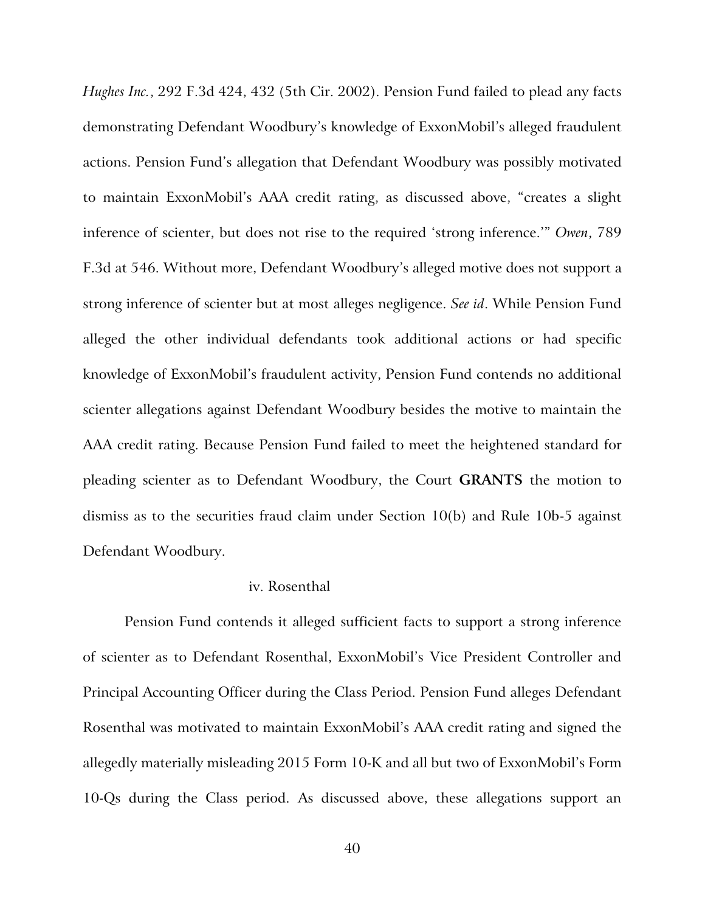*Hughes Inc.*, 292 F.3d 424, 432 (5th Cir. 2002). Pension Fund failed to plead any facts demonstrating Defendant Woodbury's knowledge of ExxonMobil's alleged fraudulent actions. Pension Fund's allegation that Defendant Woodbury was possibly motivated to maintain ExxonMobil's AAA credit rating, as discussed above, "creates a slight inference of scienter, but does not rise to the required 'strong inference.'" *Owen*, 789 F.3d at 546. Without more, Defendant Woodbury's alleged motive does not support a strong inference of scienter but at most alleges negligence. *See id*. While Pension Fund alleged the other individual defendants took additional actions or had specific knowledge of ExxonMobil's fraudulent activity, Pension Fund contends no additional scienter allegations against Defendant Woodbury besides the motive to maintain the AAA credit rating. Because Pension Fund failed to meet the heightened standard for pleading scienter as to Defendant Woodbury, the Court **GRANTS** the motion to dismiss as to the securities fraud claim under Section 10(b) and Rule 10b-5 against Defendant Woodbury.

iv. Rosenthal

Pension Fund contends it alleged sufficient facts to support a strong inference of scienter as to Defendant Rosenthal, ExxonMobil's Vice President Controller and Principal Accounting Officer during the Class Period. Pension Fund alleges Defendant Rosenthal was motivated to maintain ExxonMobil's AAA credit rating and signed the allegedly materially misleading 2015 Form 10-K and all but two of ExxonMobil's Form 10-Qs during the Class period. As discussed above, these allegations support an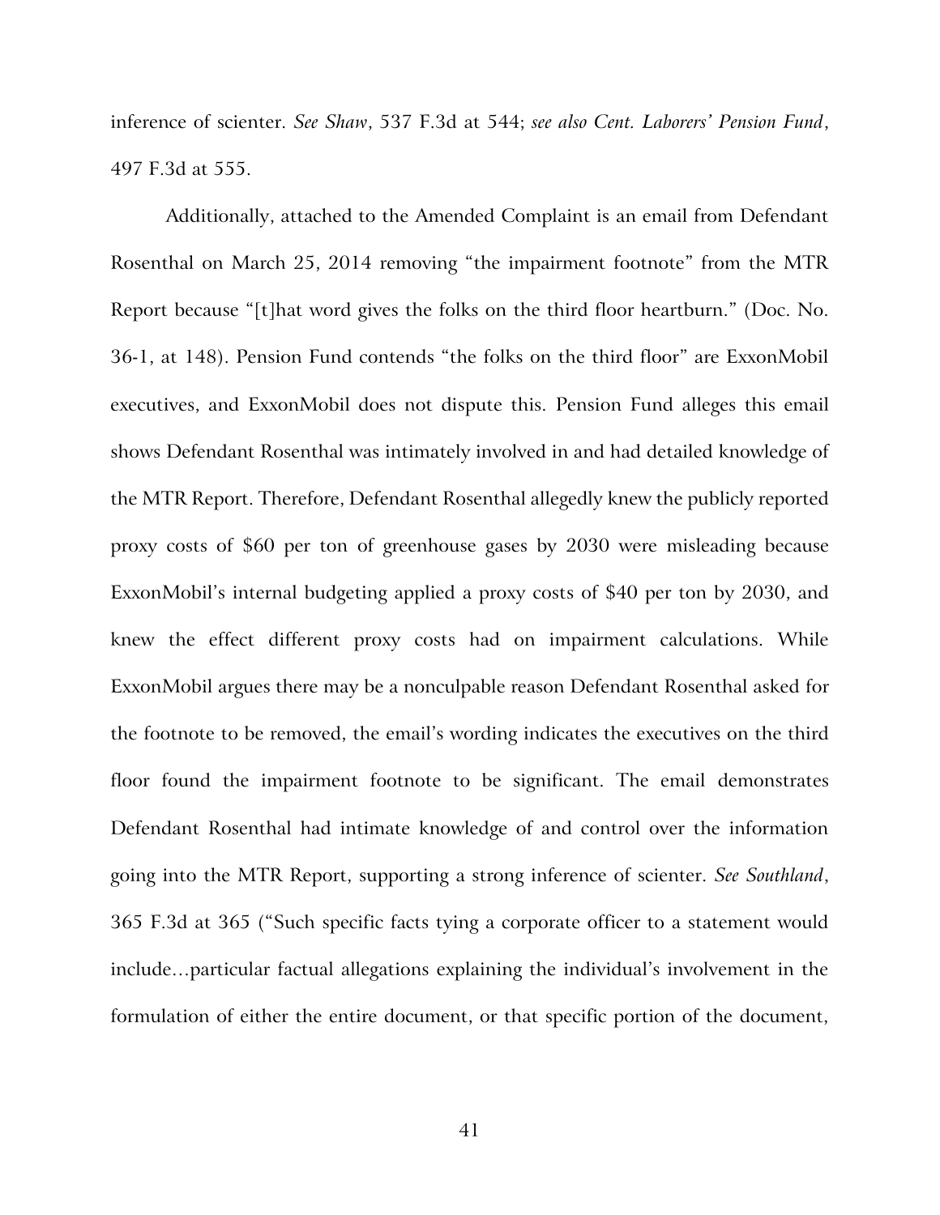inference of scienter. *See Shaw*, 537 F.3d at 544; *see also Cent. Laborers' Pension Fund*, 497 F.3d at 555.

Additionally, attached to the Amended Complaint is an email from Defendant Rosenthal on March 25, 2014 removing "the impairment footnote" from the MTR Report because "[t]hat word gives the folks on the third floor heartburn." (Doc. No. 36-1, at 148). Pension Fund contends "the folks on the third floor" are ExxonMobil executives, and ExxonMobil does not dispute this. Pension Fund alleges this email shows Defendant Rosenthal was intimately involved in and had detailed knowledge of the MTR Report. Therefore, Defendant Rosenthal allegedly knew the publicly reported proxy costs of $60 per ton of greenhouse gases by 2030 were misleading because ExxonMobil's internal budgeting applied a proxy costs of $40 per ton by 2030, and knew the effect different proxy costs had on impairment calculations. While ExxonMobil argues there may be a nonculpable reason Defendant Rosenthal asked for the footnote to be removed, the email's wording indicates the executives on the third floor found the impairment footnote to be significant. The email demonstrates Defendant Rosenthal had intimate knowledge of and control over the information going into the MTR Report, supporting a strong inference of scienter. *See Southland*, 365 F.3d at 365 ("Such specific facts tying a corporate officer to a statement would include…particular factual allegations explaining the individual's involvement in the formulation of either the entire document, or that specific portion of the document,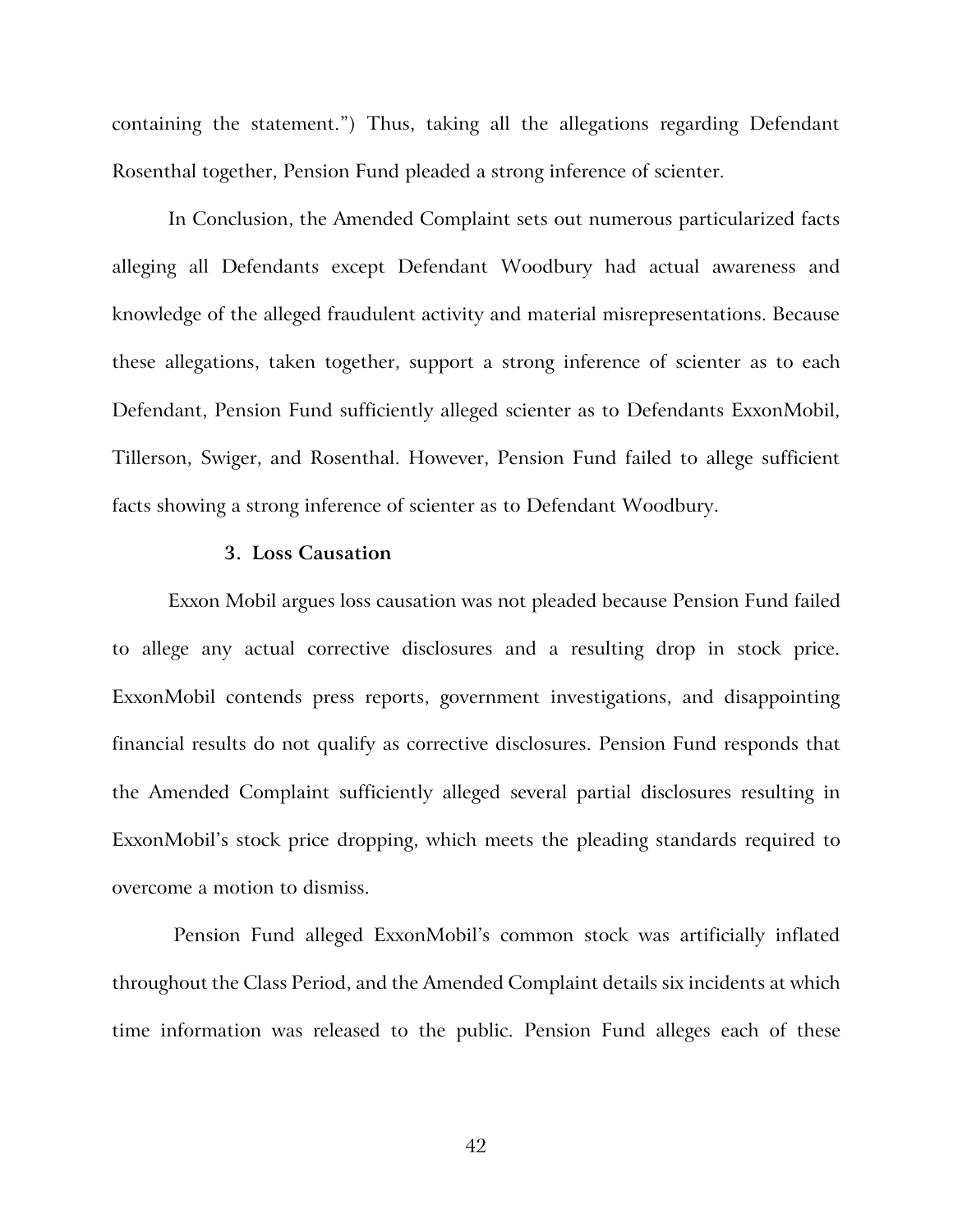containing the statement.") Thus, taking all the allegations regarding Defendant Rosenthal together, Pension Fund pleaded a strong inference of scienter.

In Conclusion, the Amended Complaint sets out numerous particularized facts alleging all Defendants except Defendant Woodbury had actual awareness and knowledge of the alleged fraudulent activity and material misrepresentations. Because these allegations, taken together, support a strong inference of scienter as to each Defendant, Pension Fund sufficiently alleged scienter as to Defendants ExxonMobil, Tillerson, Swiger, and Rosenthal. However, Pension Fund failed to allege sufficient facts showing a strong inference of scienter as to Defendant Woodbury.

### 3. Loss Causation

Exxon Mobil argues loss causation was not pleaded because Pension Fund failed to allege any actual corrective disclosures and a resulting drop in stock price. ExxonMobil contends press reports, government investigations, and disappointing financial results do not qualify as corrective disclosures. Pension Fund responds that the Amended Complaint sufficiently alleged several partial disclosures resulting in ExxonMobil's stock price dropping, which meets the pleading standards required to overcome a motion to dismiss.

Pension Fund alleged ExxonMobil's common stock was artificially inflated throughout the Class Period, and the Amended Complaint details six incidents at which time information was released to the public. Pension Fund alleges each of these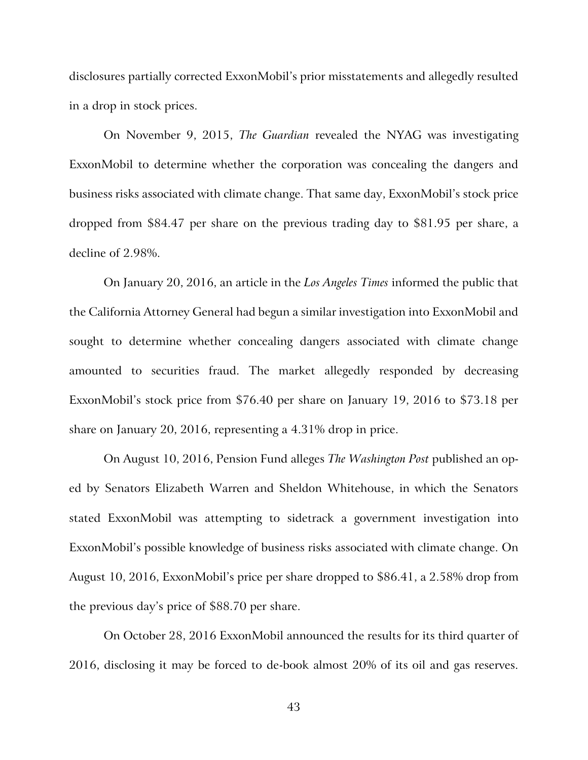disclosures partially corrected ExxonMobil's prior misstatements and allegedly resulted in a drop in stock prices.

On November 9, 2015, *The Guardian* revealed the NYAG was investigating ExxonMobil to determine whether the corporation was concealing the dangers and business risks associated with climate change. That same day, ExxonMobil's stock price dropped from $84.47 per share on the previous trading day to $81.95 per share, a decline of 2.98%.

On January 20, 2016, an article in the *Los Angeles Times* informed the public that the California Attorney General had begun a similar investigation into ExxonMobil and sought to determine whether concealing dangers associated with climate change amounted to securities fraud. The market allegedly responded by decreasing ExxonMobil's stock price from $76.40 per share on January 19, 2016 to $73.18 per share on January 20, 2016, representing a 4.31% drop in price.

On August 10, 2016, Pension Fund alleges *The Washington Post* published an op-ed by Senators Elizabeth Warren and Sheldon Whitehouse, in which the Senators stated ExxonMobil was attempting to sidetrack a government investigation into ExxonMobil's possible knowledge of business risks associated with climate change. On August 10, 2016, ExxonMobil's price per share dropped to $86.41, a 2.58% drop from the previous day's price of $88.70 per share.

On October 28, 2016 ExxonMobil announced the results for its third quarter of 2016, disclosing it may be forced to de-book almost 20% of its oil and gas reserves.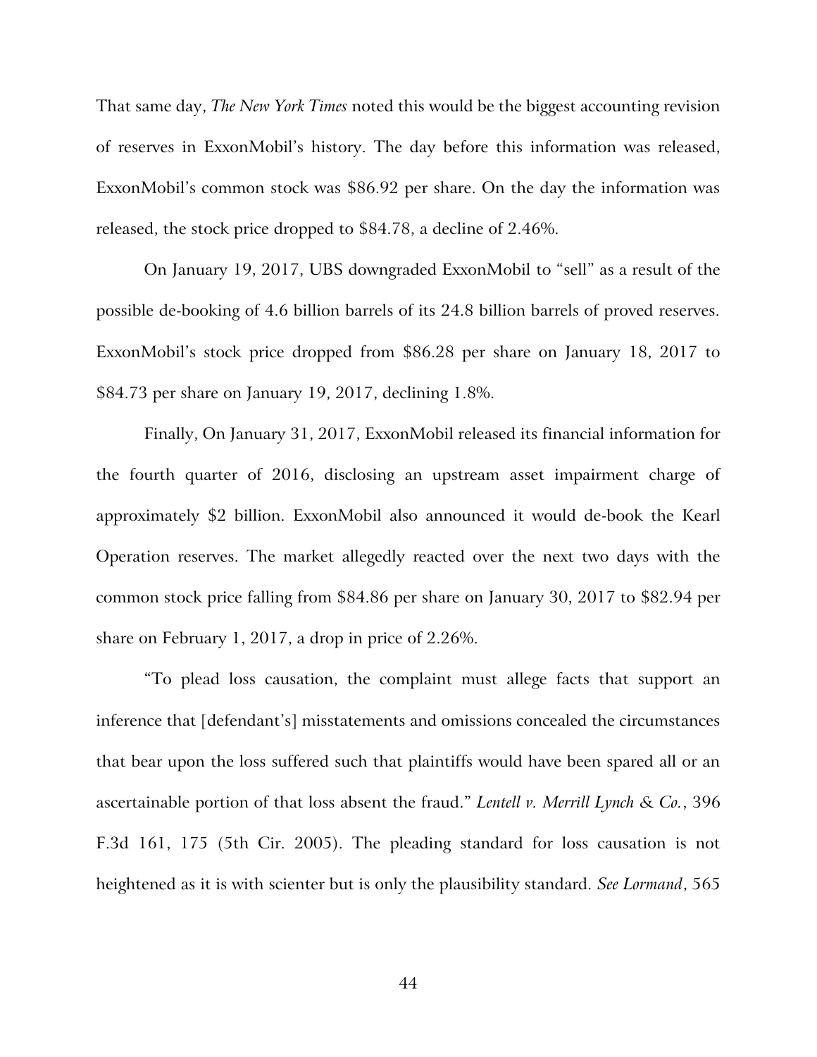That same day, *The New York Times* noted this would be the biggest accounting revision of reserves in ExxonMobil's history. The day before this information was released, ExxonMobil's common stock was $86.92 per share. On the day the information was released, the stock price dropped to $84.78, a decline of 2.46%.

On January 19, 2017, UBS downgraded ExxonMobil to "sell" as a result of the possible de-booking of 4.6 billion barrels of its 24.8 billion barrels of proved reserves. ExxonMobil's stock price dropped from $86.28 per share on January 18, 2017 to $84.73 per share on January 19, 2017, declining 1.8%.

Finally, On January 31, 2017, ExxonMobil released its financial information for the fourth quarter of 2016, disclosing an upstream asset impairment charge of approximately $2 billion. ExxonMobil also announced it would de-book the Kearl Operation reserves. The market allegedly reacted over the next two days with the common stock price falling from $84.86 per share on January 30, 2017 to $82.94 per share on February 1, 2017, a drop in price of 2.26%.

"To plead loss causation, the complaint must allege facts that support an inference that [defendant's] misstatements and omissions concealed the circumstances that bear upon the loss suffered such that plaintiffs would have been spared all or an ascertainable portion of that loss absent the fraud." *Lentell v. Merrill Lynch & Co.*, 396 F.3d 161, 175 (5th Cir. 2005). The pleading standard for loss causation is not heightened as it is with scienter but is only the plausibility standard. *See Lormand*, 565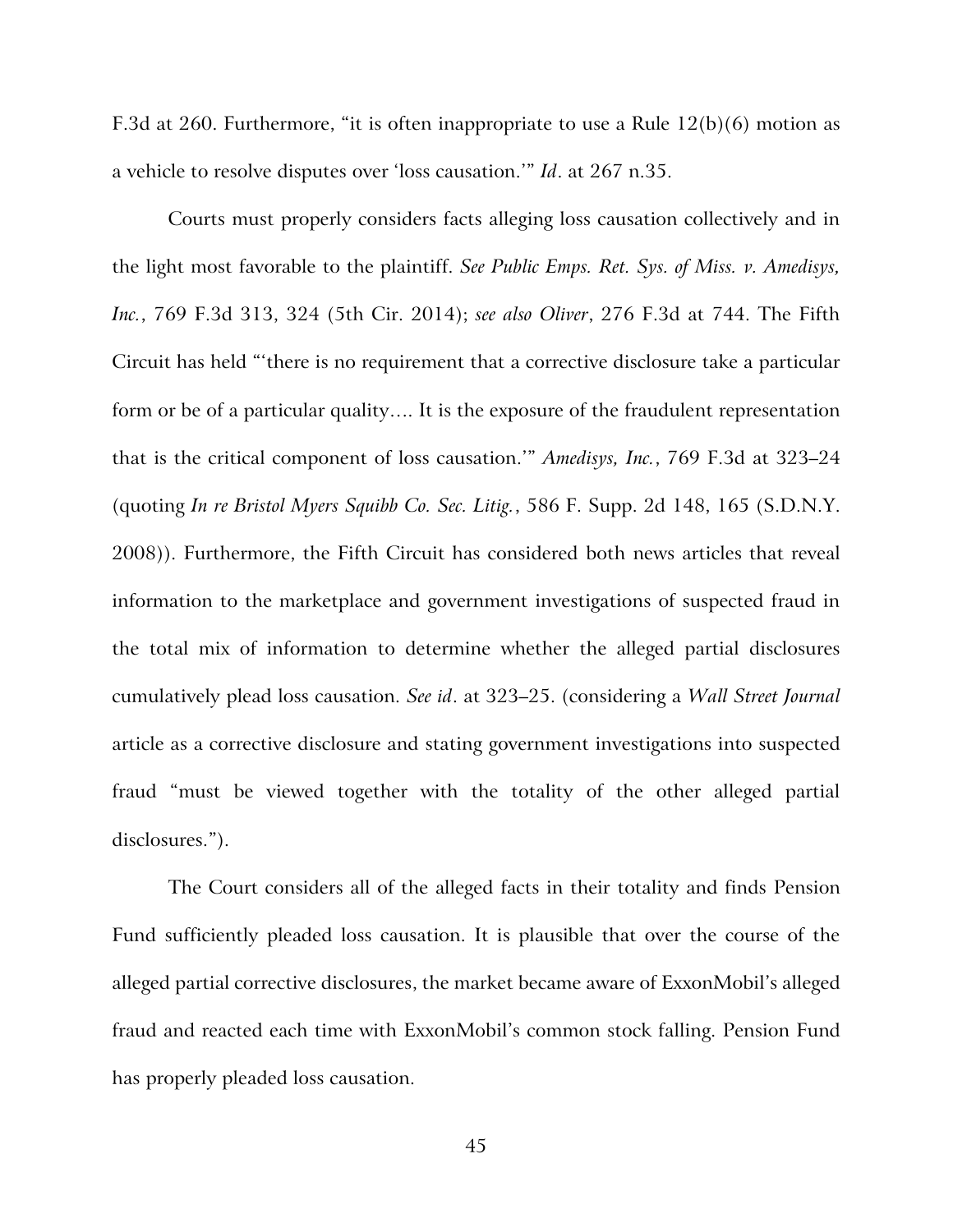F.3d at 260. Furthermore, "it is often inappropriate to use a Rule 12(b)(6) motion as a vehicle to resolve disputes over 'loss causation.'" *Id*. at 267 n.35.

Courts must properly considers facts alleging loss causation collectively and in the light most favorable to the plaintiff. *See Public Emps. Ret. Sys. of Miss. v. Amedisys, Inc.*, 769 F.3d 313, 324 (5th Cir. 2014); *see also Oliver*, 276 F.3d at 744. The Fifth Circuit has held "'there is no requirement that a corrective disclosure take a particular form or be of a particular quality.... It is the exposure of the fraudulent representation that is the critical component of loss causation.'" *Amedisys, Inc.*, 769 F.3d at 323–24 (quoting *In re Bristol Myers Squibb Co. Sec. Litig.*, 586 F. Supp. 2d 148, 165 (S.D.N.Y. 2008)). Furthermore, the Fifth Circuit has considered both news articles that reveal information to the marketplace and government investigations of suspected fraud in the total mix of information to determine whether the alleged partial disclosures cumulatively plead loss causation. *See id*. at 323–25. (considering a *Wall Street Journal* article as a corrective disclosure and stating government investigations into suspected fraud "must be viewed together with the totality of the other alleged partial disclosures.").

The Court considers all of the alleged facts in their totality and finds Pension Fund sufficiently pleaded loss causation. It is plausible that over the course of the alleged partial corrective disclosures, the market became aware of ExxonMobil's alleged fraud and reacted each time with ExxonMobil's common stock falling. Pension Fund has properly pleaded loss causation.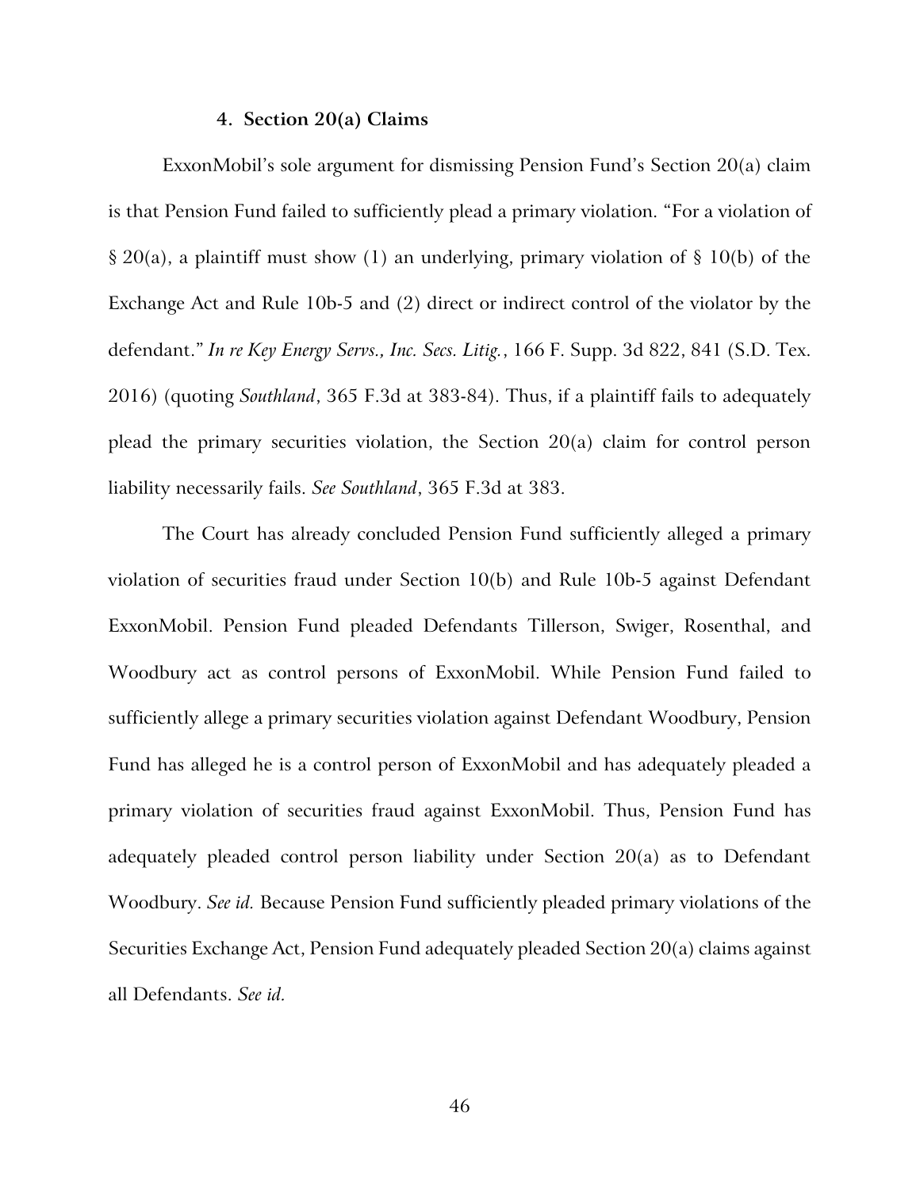#### 4. Section 20(a) Claims

ExxonMobil's sole argument for dismissing Pension Fund's Section 20(a) claim is that Pension Fund failed to sufficiently plead a primary violation. "For a violation of § 20(a), a plaintiff must show (1) an underlying, primary violation of § 10(b) of the Exchange Act and Rule 10b-5 and (2) direct or indirect control of the violator by the defendant." *In re Key Energy Servs., Inc. Secs. Litig.*, 166 F. Supp. 3d 822, 841 (S.D. Tex. 2016) (quoting *Southland*, 365 F.3d at 383-84). Thus, if a plaintiff fails to adequately plead the primary securities violation, the Section 20(a) claim for control person liability necessarily fails. *See Southland*, 365 F.3d at 383.

The Court has already concluded Pension Fund sufficiently alleged a primary violation of securities fraud under Section 10(b) and Rule 10b-5 against Defendant ExxonMobil. Pension Fund pleaded Defendants Tillerson, Swiger, Rosenthal, and Woodbury act as control persons of ExxonMobil. While Pension Fund failed to sufficiently allege a primary securities violation against Defendant Woodbury, Pension Fund has alleged he is a control person of ExxonMobil and has adequately pleaded a primary violation of securities fraud against ExxonMobil. Thus, Pension Fund has adequately pleaded control person liability under Section 20(a) as to Defendant Woodbury. *See id.* Because Pension Fund sufficiently pleaded primary violations of the Securities Exchange Act, Pension Fund adequately pleaded Section 20(a) claims against all Defendants. *See id.*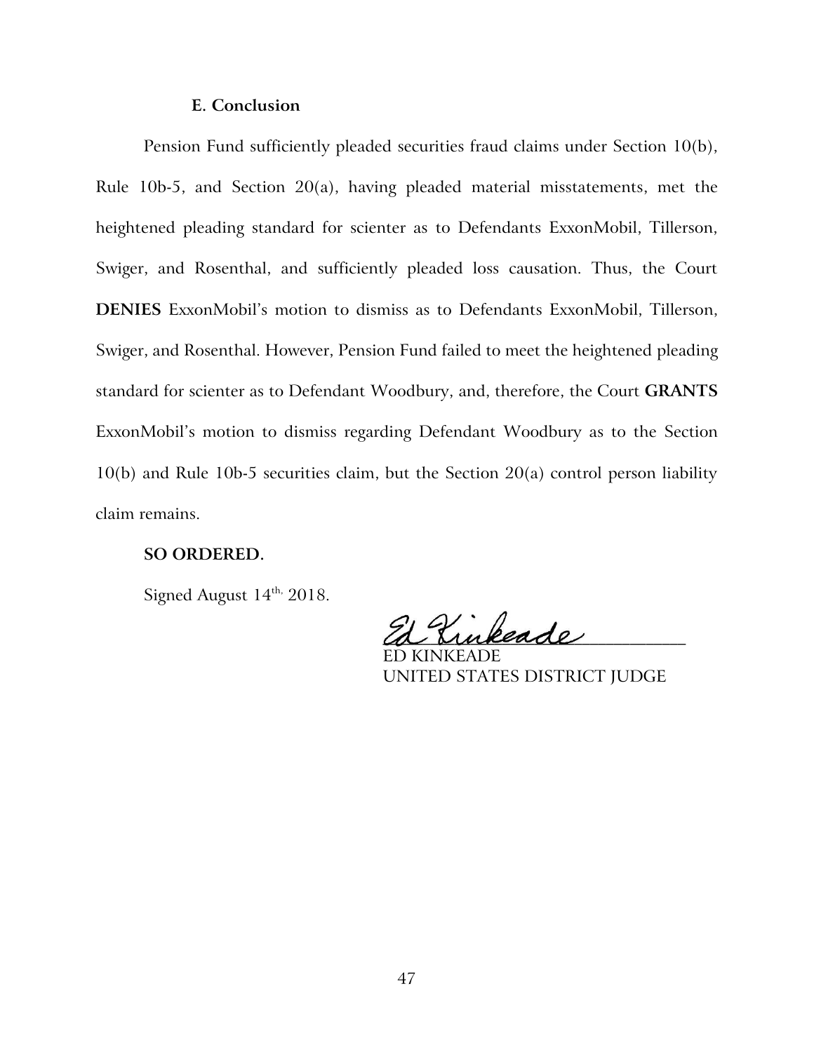### E. Conclusion

Pension Fund sufficiently pleaded securities fraud claims under Section 10(b), Rule 10b-5, and Section 20(a), having pleaded material misstatements, met the heightened pleading standard for scienter as to Defendants ExxonMobil, Tillerson, Swiger, and Rosenthal, and sufficiently pleaded loss causation. Thus, the Court **DENIES** ExxonMobil's motion to dismiss as to Defendants ExxonMobil, Tillerson, Swiger, and Rosenthal. However, Pension Fund failed to meet the heightened pleading standard for scienter as to Defendant Woodbury, and, therefore, the Court **GRANTS** ExxonMobil's motion to dismiss regarding Defendant Woodbury as to the Section 10(b) and Rule 10b-5 securities claim, but the Section 20(a) control person liability claim remains.

**SO ORDERED.**

Signed August 14th, 2018.

Ed Kinkeade

ED KINKEADE
UNITED STATES DISTRICT JUDGE